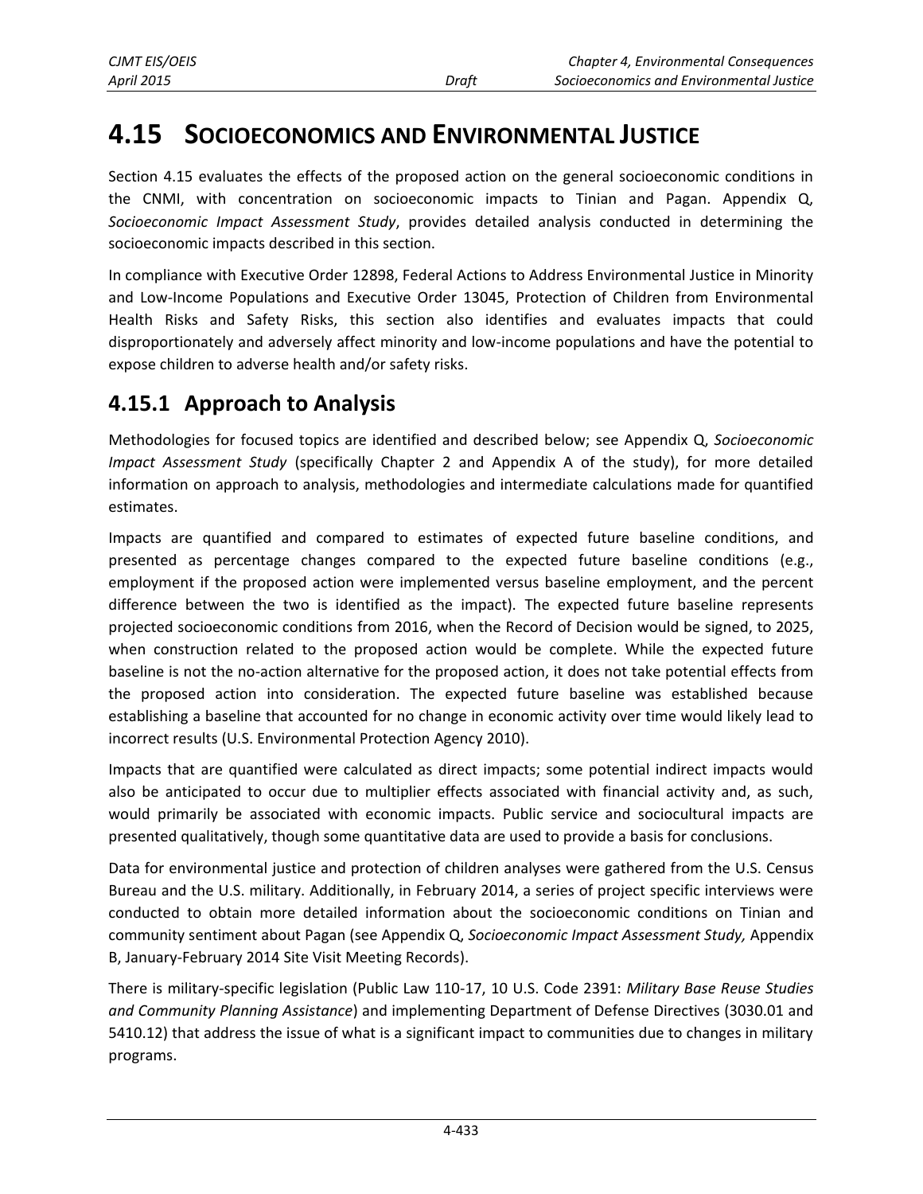# 4.15 SOCIOECONOMICS AND ENVIRONMENTAL JUSTICE

Section 4.15 evaluates the effects of the proposed action on the general socioeconomic conditions in the CNMI, with concentration on socioeconomic impacts to Tinian and Pagan. Appendix Q, *Socioeconomic Impact Assessment Study*, provides detailed analysis conducted in determining the socioeconomic impacts described in this section.

In compliance with Executive Order 12898, Federal Actions to Address Environmental Justice in Minority and Low-Income Populations and Executive Order 13045, Protection of Children from Environmental Health Risks and Safety Risks, this section also identifies and evaluates impacts that could disproportionately and adversely affect minority and low-income populations and have the potential to expose children to adverse health and/or safety risks.

## 4.15.1 Approach to Analysis

Methodologies for focused topics are identified and described below; see Appendix Q, *Socioeconomic Impact Assessment Study* (specifically Chapter 2 and Appendix A of the study), for more detailed information on approach to analysis, methodologies and intermediate calculations made for quantified estimates.

Impacts are quantified and compared to estimates of expected future baseline conditions, and presented as percentage changes compared to the expected future baseline conditions (e.g., employment if the proposed action were implemented versus baseline employment, and the percent difference between the two is identified as the impact). The expected future baseline represents projected socioeconomic conditions from 2016, when the Record of Decision would be signed, to 2025, when construction related to the proposed action would be complete. While the expected future baseline is not the no-action alternative for the proposed action, it does not take potential effects from the proposed action into consideration. The expected future baseline was established because establishing a baseline that accounted for no change in economic activity over time would likely lead to incorrect results (U.S. Environmental Protection Agency 2010).

Impacts that are quantified were calculated as direct impacts; some potential indirect impacts would also be anticipated to occur due to multiplier effects associated with financial activity and, as such, would primarily be associated with economic impacts. Public service and sociocultural impacts are presented qualitatively, though some quantitative data are used to provide a basis for conclusions.

Data for environmental justice and protection of children analyses were gathered from the U.S. Census Bureau and the U.S. military. Additionally, in February 2014, a series of project specific interviews were conducted to obtain more detailed information about the socioeconomic conditions on Tinian and community sentiment about Pagan (see Appendix Q, *Socioeconomic Impact Assessment Study,* Appendix B, January-February 2014 Site Visit Meeting Records).

There is military-specific legislation (Public Law 110-17, 10 U.S. Code 2391: *Military Base Reuse Studies and Community Planning Assistance*) and implementing Department of Defense Directives (3030.01 and 5410.12) that address the issue of what is a significant impact to communities due to changes in military programs.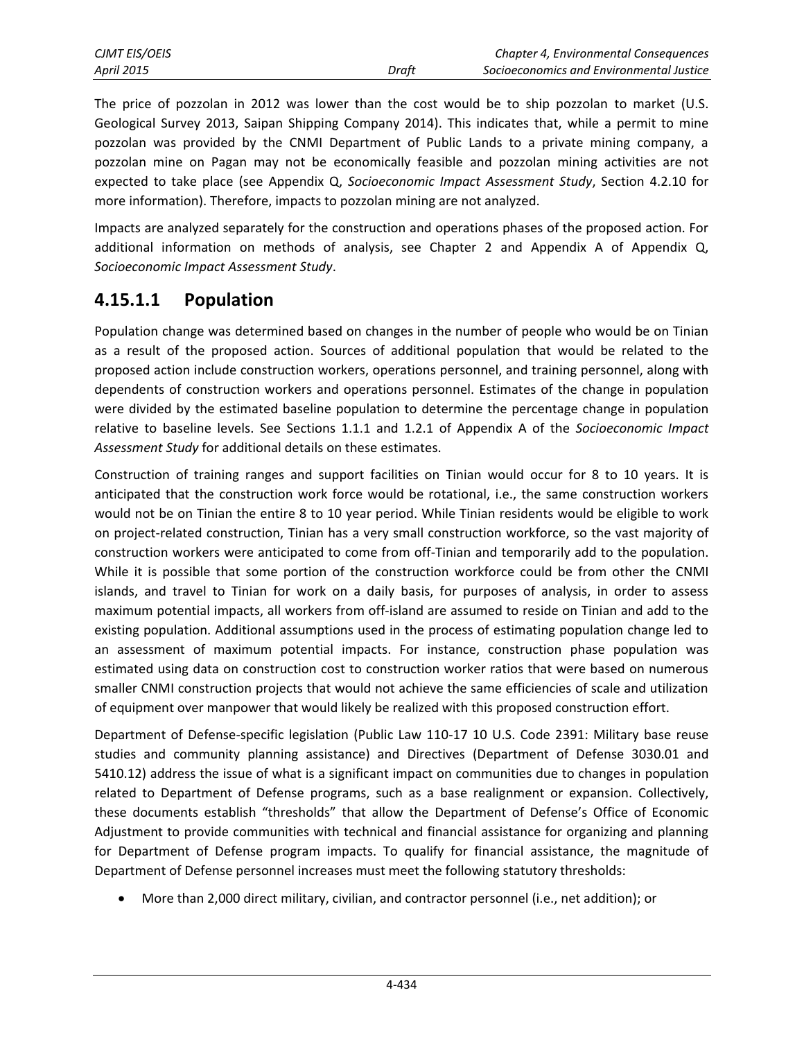The price of pozzolan in 2012 was lower than the cost would be to ship pozzolan to market (U.S. Geological Survey 2013, Saipan Shipping Company 2014). This indicates that, while a permit to mine pozzolan was provided by the CNMI Department of Public Lands to a private mining company, a pozzolan mine on Pagan may not be economically feasible and pozzolan mining activities are not expected to take place (see Appendix Q, *Socioeconomic Impact Assessment Study*, Section 4.2.10 for more information). Therefore, impacts to pozzolan mining are not analyzed.

Impacts are analyzed separately for the construction and operations phases of the proposed action. For additional information on methods of analysis, see Chapter 2 and Appendix A of Appendix Q, *Socioeconomic Impact Assessment Study*.

## 4.15.1.1 Population

Population change was determined based on changes in the number of people who would be on Tinian as a result of the proposed action. Sources of additional population that would be related to the proposed action include construction workers, operations personnel, and training personnel, along with dependents of construction workers and operations personnel. Estimates of the change in population were divided by the estimated baseline population to determine the percentage change in population relative to baseline levels. See Sections 1.1.1 and 1.2.1 of Appendix A of the *Socioeconomic Impact Assessment Study* for additional details on these estimates.

Construction of training ranges and support facilities on Tinian would occur for 8 to 10 years. It is anticipated that the construction work force would be rotational, i.e., the same construction workers would not be on Tinian the entire 8 to 10 year period. While Tinian residents would be eligible to work on project-related construction, Tinian has a very small construction workforce, so the vast majority of construction workers were anticipated to come from off-Tinian and temporarily add to the population. While it is possible that some portion of the construction workforce could be from other the CNMI islands, and travel to Tinian for work on a daily basis, for purposes of analysis, in order to assess maximum potential impacts, all workers from off-island are assumed to reside on Tinian and add to the existing population. Additional assumptions used in the process of estimating population change led to an assessment of maximum potential impacts. For instance, construction phase population was estimated using data on construction cost to construction worker ratios that were based on numerous smaller CNMI construction projects that would not achieve the same efficiencies of scale and utilization of equipment over manpower that would likely be realized with this proposed construction effort.

Department of Defense-specific legislation (Public Law 110-17 10 U.S. Code 2391: Military base reuse studies and community planning assistance) and Directives (Department of Defense 3030.01 and 5410.12) address the issue of what is a significant impact on communities due to changes in population related to Department of Defense programs, such as a base realignment or expansion. Collectively, these documents establish "thresholds" that allow the Department of Defense's Office of Economic Adjustment to provide communities with technical and financial assistance for organizing and planning for Department of Defense program impacts. To qualify for financial assistance, the magnitude of Department of Defense personnel increases must meet the following statutory thresholds:

- More than 2,000 direct military, civilian, and contractor personnel (i.e., net addition); or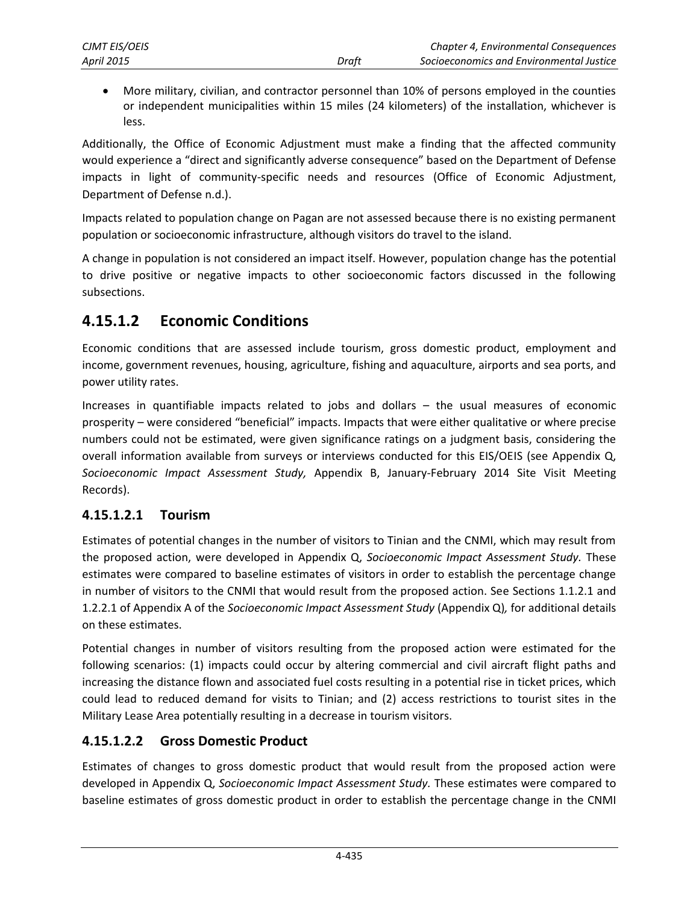- More military, civilian, and contractor personnel than 10% of persons employed in the counties or independent municipalities within 15 miles (24 kilometers) of the installation, whichever is less.

Additionally, the Office of Economic Adjustment must make a finding that the affected community would experience a "direct and significantly adverse consequence" based on the Department of Defense impacts in light of community-specific needs and resources (Office of Economic Adjustment, Department of Defense n.d.).

Impacts related to population change on Pagan are not assessed because there is no existing permanent population or socioeconomic infrastructure, although visitors do travel to the island.

A change in population is not considered an impact itself. However, population change has the potential to drive positive or negative impacts to other socioeconomic factors discussed in the following subsections.

## 4.15.1.2 Economic Conditions

Economic conditions that are assessed include tourism, gross domestic product, employment and income, government revenues, housing, agriculture, fishing and aquaculture, airports and sea ports, and power utility rates.

Increases in quantifiable impacts related to jobs and dollars – the usual measures of economic prosperity – were considered "beneficial" impacts. Impacts that were either qualitative or where precise numbers could not be estimated, were given significance ratings on a judgment basis, considering the overall information available from surveys or interviews conducted for this EIS/OEIS (see Appendix Q, *Socioeconomic Impact Assessment Study,* Appendix B, January-February 2014 Site Visit Meeting Records).

### 4.15.1.2.1 Tourism

Estimates of potential changes in the number of visitors to Tinian and the CNMI, which may result from the proposed action, were developed in Appendix Q, *Socioeconomic Impact Assessment Study.* These estimates were compared to baseline estimates of visitors in order to establish the percentage change in number of visitors to the CNMI that would result from the proposed action. See Sections 1.1.2.1 and 1.2.2.1 of Appendix A of the *Socioeconomic Impact Assessment Study* (Appendix Q), for additional details on these estimates.

Potential changes in number of visitors resulting from the proposed action were estimated for the following scenarios: (1) impacts could occur by altering commercial and civil aircraft flight paths and increasing the distance flown and associated fuel costs resulting in a potential rise in ticket prices, which could lead to reduced demand for visits to Tinian; and (2) access restrictions to tourist sites in the Military Lease Area potentially resulting in a decrease in tourism visitors.

### 4.15.1.2.2 Gross Domestic Product

Estimates of changes to gross domestic product that would result from the proposed action were developed in Appendix Q, *Socioeconomic Impact Assessment Study.* These estimates were compared to baseline estimates of gross domestic product in order to establish the percentage change in the CNMI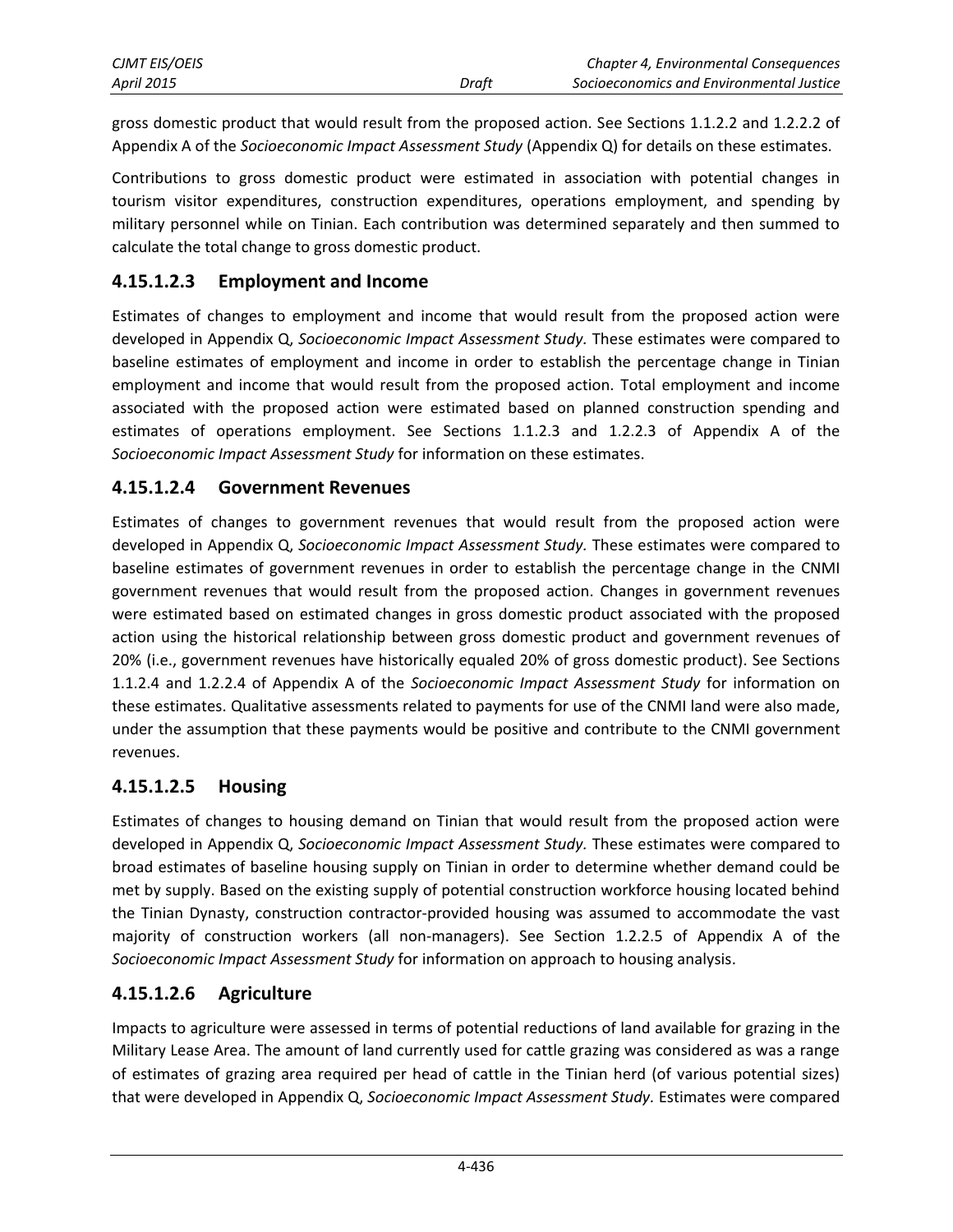gross domestic product that would result from the proposed action. See Sections 1.1.2.2 and 1.2.2.2 of Appendix A of the *Socioeconomic Impact Assessment Study* (Appendix Q) for details on these estimates.

Contributions to gross domestic product were estimated in association with potential changes in tourism visitor expenditures, construction expenditures, operations employment, and spending by military personnel while on Tinian. Each contribution was determined separately and then summed to calculate the total change to gross domestic product.

### 4.15.1.2.3 Employment and Income

Estimates of changes to employment and income that would result from the proposed action were developed in Appendix Q, *Socioeconomic Impact Assessment Study.* These estimates were compared to baseline estimates of employment and income in order to establish the percentage change in Tinian employment and income that would result from the proposed action. Total employment and income associated with the proposed action were estimated based on planned construction spending and estimates of operations employment. See Sections 1.1.2.3 and 1.2.2.3 of Appendix A of the *Socioeconomic Impact Assessment Study* for information on these estimates.

### 4.15.1.2.4 Government Revenues

Estimates of changes to government revenues that would result from the proposed action were developed in Appendix Q, *Socioeconomic Impact Assessment Study.* These estimates were compared to baseline estimates of government revenues in order to establish the percentage change in the CNMI government revenues that would result from the proposed action. Changes in government revenues were estimated based on estimated changes in gross domestic product associated with the proposed action using the historical relationship between gross domestic product and government revenues of 20% (i.e., government revenues have historically equaled 20% of gross domestic product). See Sections 1.1.2.4 and 1.2.2.4 of Appendix A of the *Socioeconomic Impact Assessment Study* for information on these estimates. Qualitative assessments related to payments for use of the CNMI land were also made, under the assumption that these payments would be positive and contribute to the CNMI government revenues.

### 4.15.1.2.5 Housing

Estimates of changes to housing demand on Tinian that would result from the proposed action were developed in Appendix Q, *Socioeconomic Impact Assessment Study.* These estimates were compared to broad estimates of baseline housing supply on Tinian in order to determine whether demand could be met by supply. Based on the existing supply of potential construction workforce housing located behind the Tinian Dynasty, construction contractor-provided housing was assumed to accommodate the vast majority of construction workers (all non-managers). See Section 1.2.2.5 of Appendix A of the *Socioeconomic Impact Assessment Study* for information on approach to housing analysis.

### 4.15.1.2.6 Agriculture

Impacts to agriculture were assessed in terms of potential reductions of land available for grazing in the Military Lease Area. The amount of land currently used for cattle grazing was considered as was a range of estimates of grazing area required per head of cattle in the Tinian herd (of various potential sizes) that were developed in Appendix Q, *Socioeconomic Impact Assessment Study.* Estimates were compared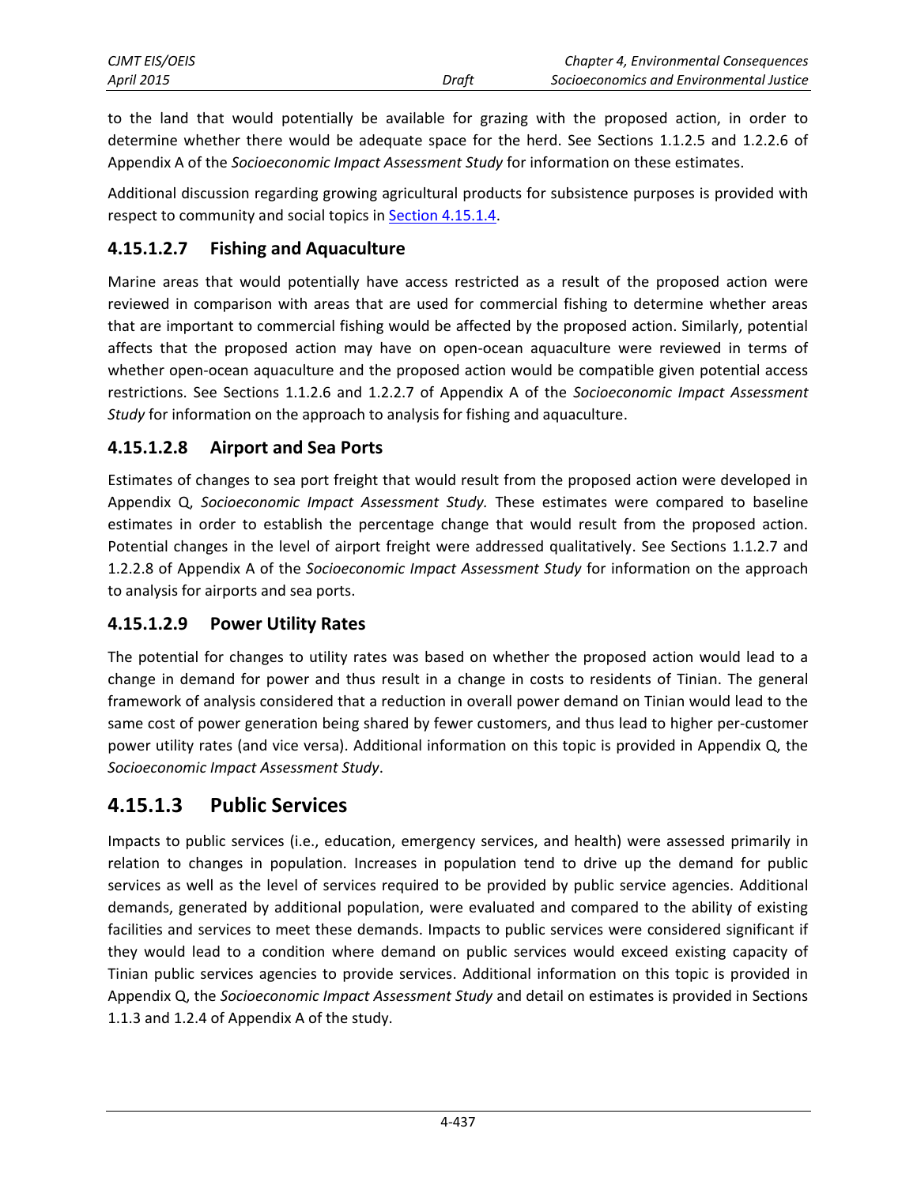to the land that would potentially be available for grazing with the proposed action, in order to determine whether there would be adequate space for the herd. See Sections 1.1.2.5 and 1.2.2.6 of Appendix A of the *Socioeconomic Impact Assessment Study* for information on these estimates.

Additional discussion regarding growing agricultural products for subsistence purposes is provided with respect to community and social topics in Section 4.15.1.4.

#### 4.15.1.2.7 Fishing and Aquaculture

Marine areas that would potentially have access restricted as a result of the proposed action were reviewed in comparison with areas that are used for commercial fishing to determine whether areas that are important to commercial fishing would be affected by the proposed action. Similarly, potential affects that the proposed action may have on open-ocean aquaculture were reviewed in terms of whether open-ocean aquaculture and the proposed action would be compatible given potential access restrictions. See Sections 1.1.2.6 and 1.2.2.7 of Appendix A of the *Socioeconomic Impact Assessment Study* for information on the approach to analysis for fishing and aquaculture.

#### 4.15.1.2.8 Airport and Sea Ports

Estimates of changes to sea port freight that would result from the proposed action were developed in Appendix Q, *Socioeconomic Impact Assessment Study.* These estimates were compared to baseline estimates in order to establish the percentage change that would result from the proposed action. Potential changes in the level of airport freight were addressed qualitatively. See Sections 1.1.2.7 and 1.2.2.8 of Appendix A of the *Socioeconomic Impact Assessment Study* for information on the approach to analysis for airports and sea ports.

#### 4.15.1.2.9 Power Utility Rates

The potential for changes to utility rates was based on whether the proposed action would lead to a change in demand for power and thus result in a change in costs to residents of Tinian. The general framework of analysis considered that a reduction in overall power demand on Tinian would lead to the same cost of power generation being shared by fewer customers, and thus lead to higher per-customer power utility rates (and vice versa). Additional information on this topic is provided in Appendix Q, the *Socioeconomic Impact Assessment Study*.

### 4.15.1.3 Public Services

Impacts to public services (i.e., education, emergency services, and health) were assessed primarily in relation to changes in population. Increases in population tend to drive up the demand for public services as well as the level of services required to be provided by public service agencies. Additional demands, generated by additional population, were evaluated and compared to the ability of existing facilities and services to meet these demands. Impacts to public services were considered significant if they would lead to a condition where demand on public services would exceed existing capacity of Tinian public services agencies to provide services. Additional information on this topic is provided in Appendix Q, the *Socioeconomic Impact Assessment Study* and detail on estimates is provided in Sections 1.1.3 and 1.2.4 of Appendix A of the study.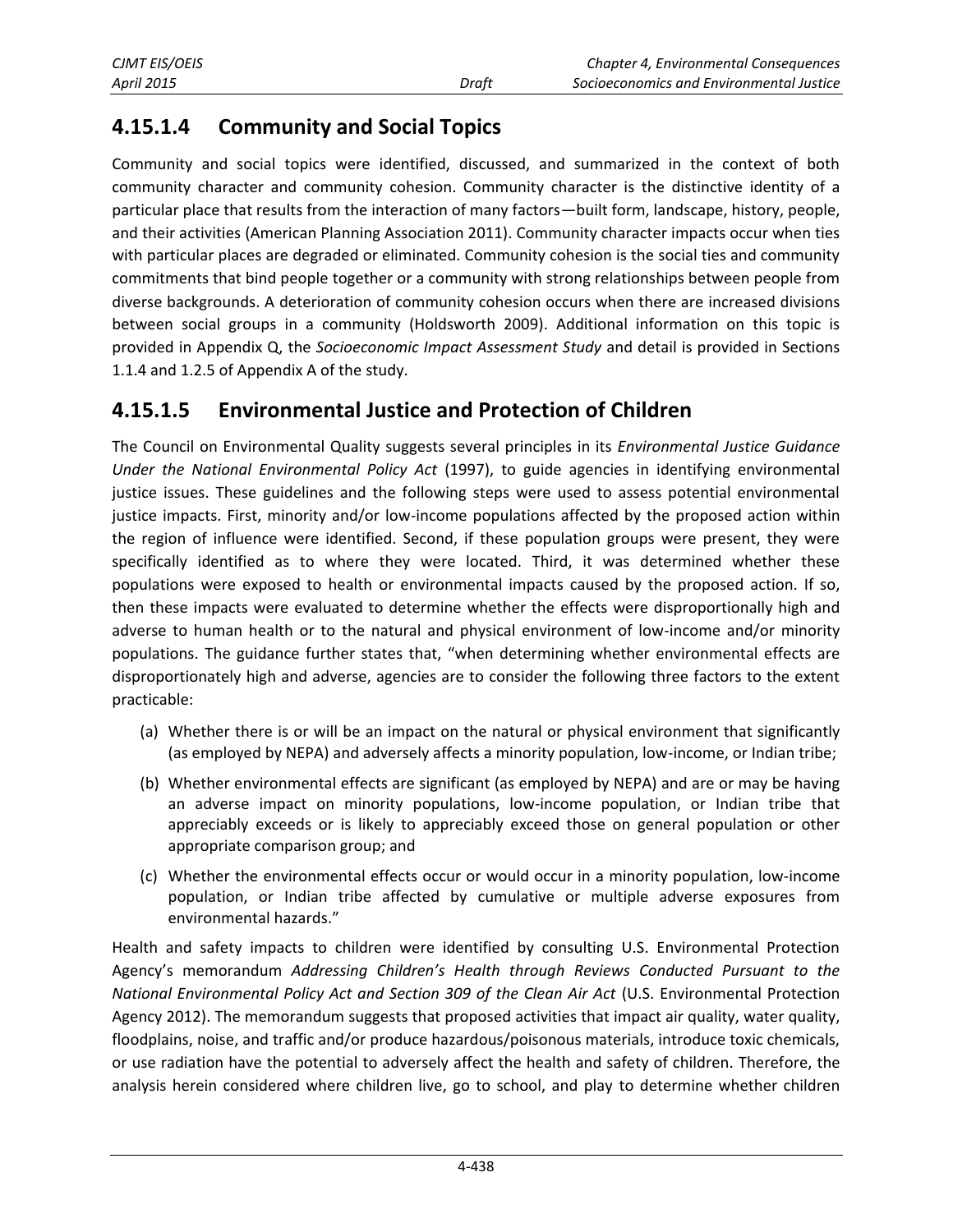### 4.15.1.4 Community and Social Topics

Community and social topics were identified, discussed, and summarized in the context of both community character and community cohesion. Community character is the distinctive identity of a particular place that results from the interaction of many factors—built form, landscape, history, people, and their activities (American Planning Association 2011). Community character impacts occur when ties with particular places are degraded or eliminated. Community cohesion is the social ties and community commitments that bind people together or a community with strong relationships between people from diverse backgrounds. A deterioration of community cohesion occurs when there are increased divisions between social groups in a community (Holdsworth 2009). Additional information on this topic is provided in Appendix Q, the *Socioeconomic Impact Assessment Study* and detail is provided in Sections 1.1.4 and 1.2.5 of Appendix A of the study.

### 4.15.1.5 Environmental Justice and Protection of Children

The Council on Environmental Quality suggests several principles in its *Environmental Justice Guidance Under the National Environmental Policy Act* (1997), to guide agencies in identifying environmental justice issues. These guidelines and the following steps were used to assess potential environmental justice impacts. First, minority and/or low-income populations affected by the proposed action within the region of influence were identified. Second, if these population groups were present, they were specifically identified as to where they were located. Third, it was determined whether these populations were exposed to health or environmental impacts caused by the proposed action. If so, then these impacts were evaluated to determine whether the effects were disproportionally high and adverse to human health or to the natural and physical environment of low-income and/or minority populations. The guidance further states that, "when determining whether environmental effects are disproportionately high and adverse, agencies are to consider the following three factors to the extent practicable:

(a) Whether there is or will be an impact on the natural or physical environment that significantly (as employed by NEPA) and adversely affects a minority population, low-income, or Indian tribe;

(b) Whether environmental effects are significant (as employed by NEPA) and are or may be having an adverse impact on minority populations, low-income population, or Indian tribe that appreciably exceeds or is likely to appreciably exceed those on general population or other appropriate comparison group; and

(c) Whether the environmental effects occur or would occur in a minority population, low-income population, or Indian tribe affected by cumulative or multiple adverse exposures from environmental hazards."

Health and safety impacts to children were identified by consulting U.S. Environmental Protection Agency's memorandum *Addressing Children's Health through Reviews Conducted Pursuant to the National Environmental Policy Act and Section 309 of the Clean Air Act* (U.S. Environmental Protection Agency 2012). The memorandum suggests that proposed activities that impact air quality, water quality, floodplains, noise, and traffic and/or produce hazardous/poisonous materials, introduce toxic chemicals, or use radiation have the potential to adversely affect the health and safety of children. Therefore, the analysis herein considered where children live, go to school, and play to determine whether children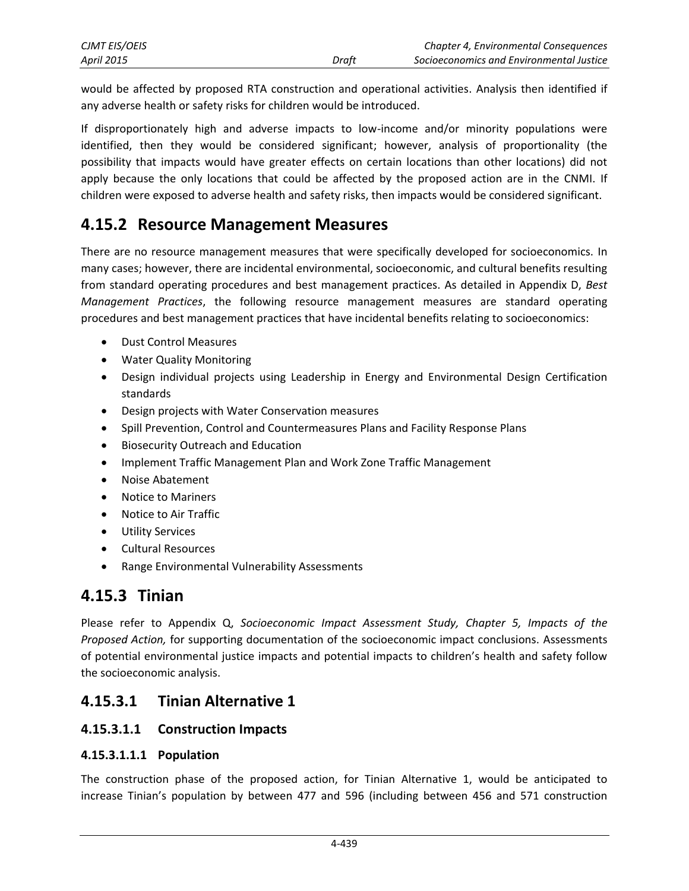would be affected by proposed RTA construction and operational activities. Analysis then identified if any adverse health or safety risks for children would be introduced.

If disproportionately high and adverse impacts to low-income and/or minority populations were identified, then they would be considered significant; however, analysis of proportionality (the possibility that impacts would have greater effects on certain locations than other locations) did not apply because the only locations that could be affected by the proposed action are in the CNMI. If children were exposed to adverse health and safety risks, then impacts would be considered significant.

## 4.15.2 Resource Management Measures

There are no resource management measures that were specifically developed for socioeconomics. In many cases; however, there are incidental environmental, socioeconomic, and cultural benefits resulting from standard operating procedures and best management practices. As detailed in Appendix D, *Best Management Practices*, the following resource management measures are standard operating procedures and best management practices that have incidental benefits relating to socioeconomics:

- Dust Control Measures
- Water Quality Monitoring
- Design individual projects using Leadership in Energy and Environmental Design Certification standards
- Design projects with Water Conservation measures
- Spill Prevention, Control and Countermeasures Plans and Facility Response Plans
- Biosecurity Outreach and Education
- Implement Traffic Management Plan and Work Zone Traffic Management
- Noise Abatement
- Notice to Mariners
- Notice to Air Traffic
- Utility Services
- Cultural Resources
- Range Environmental Vulnerability Assessments

## 4.15.3 Tinian

Please refer to Appendix Q, *Socioeconomic Impact Assessment Study, Chapter 5, Impacts of the Proposed Action,* for supporting documentation of the socioeconomic impact conclusions. Assessments of potential environmental justice impacts and potential impacts to children's health and safety follow the socioeconomic analysis.

### 4.15.3.1 Tinian Alternative 1

#### 4.15.3.1.1 Construction Impacts

##### 4.15.3.1.1.1 Population

The construction phase of the proposed action, for Tinian Alternative 1, would be anticipated to increase Tinian's population by between 477 and 596 (including between 456 and 571 construction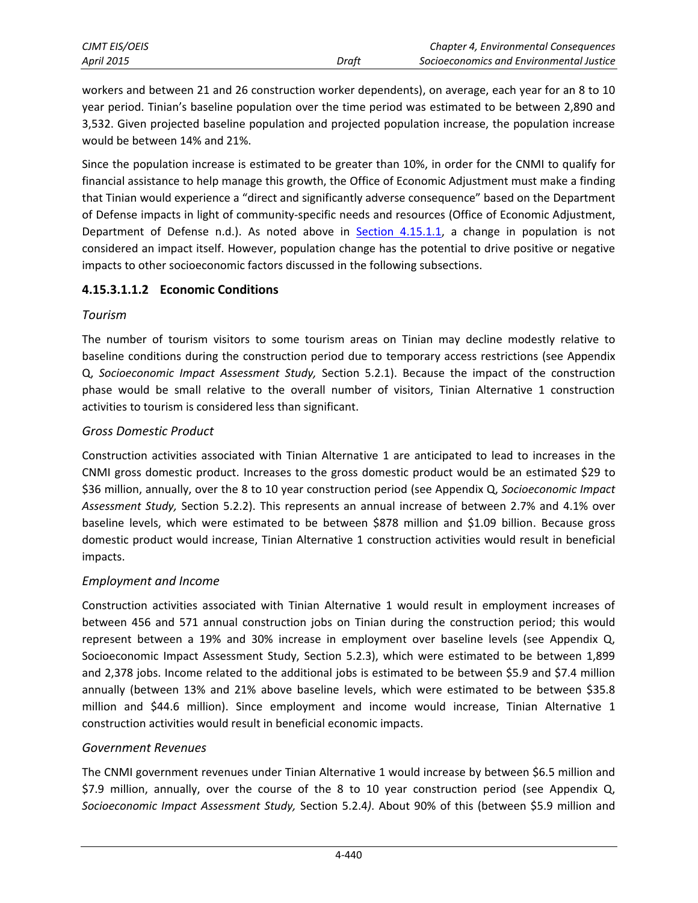workers and between 21 and 26 construction worker dependents), on average, each year for an 8 to 10 year period. Tinian's baseline population over the time period was estimated to be between 2,890 and 3,532. Given projected baseline population and projected population increase, the population increase would be between 14% and 21%.

Since the population increase is estimated to be greater than 10%, in order for the CNMI to qualify for financial assistance to help manage this growth, the Office of Economic Adjustment must make a finding that Tinian would experience a "direct and significantly adverse consequence" based on the Department of Defense impacts in light of community-specific needs and resources (Office of Economic Adjustment, Department of Defense n.d.). As noted above in Section 4.15.1.1, a change in population is not considered an impact itself. However, population change has the potential to drive positive or negative impacts to other socioeconomic factors discussed in the following subsections.

#### 4.15.3.1.1.2 Economic Conditions

*Tourism*

The number of tourism visitors to some tourism areas on Tinian may decline modestly relative to baseline conditions during the construction period due to temporary access restrictions (see Appendix Q, *Socioeconomic Impact Assessment Study,* Section 5.2.1). Because the impact of the construction phase would be small relative to the overall number of visitors, Tinian Alternative 1 construction activities to tourism is considered less than significant.

*Gross Domestic Product*

Construction activities associated with Tinian Alternative 1 are anticipated to lead to increases in the CNMI gross domestic product. Increases to the gross domestic product would be an estimated $29 to $36 million, annually, over the 8 to 10 year construction period (see Appendix Q, *Socioeconomic Impact Assessment Study,* Section 5.2.2). This represents an annual increase of between 2.7% and 4.1% over baseline levels, which were estimated to be between $878 million and $1.09 billion. Because gross domestic product would increase, Tinian Alternative 1 construction activities would result in beneficial impacts.

*Employment and Income*

Construction activities associated with Tinian Alternative 1 would result in employment increases of between 456 and 571 annual construction jobs on Tinian during the construction period; this would represent between a 19% and 30% increase in employment over baseline levels (see Appendix Q, Socioeconomic Impact Assessment Study, Section 5.2.3), which were estimated to be between 1,899 and 2,378 jobs. Income related to the additional jobs is estimated to be between $5.9 and $7.4 million annually (between 13% and 21% above baseline levels, which were estimated to be between $35.8 million and $44.6 million). Since employment and income would increase, Tinian Alternative 1 construction activities would result in beneficial economic impacts.

*Government Revenues*

The CNMI government revenues under Tinian Alternative 1 would increase by between $6.5 million and $7.9 million, annually, over the course of the 8 to 10 year construction period (see Appendix Q, *Socioeconomic Impact Assessment Study,* Section 5.2.4). About 90% of this (between $5.9 million and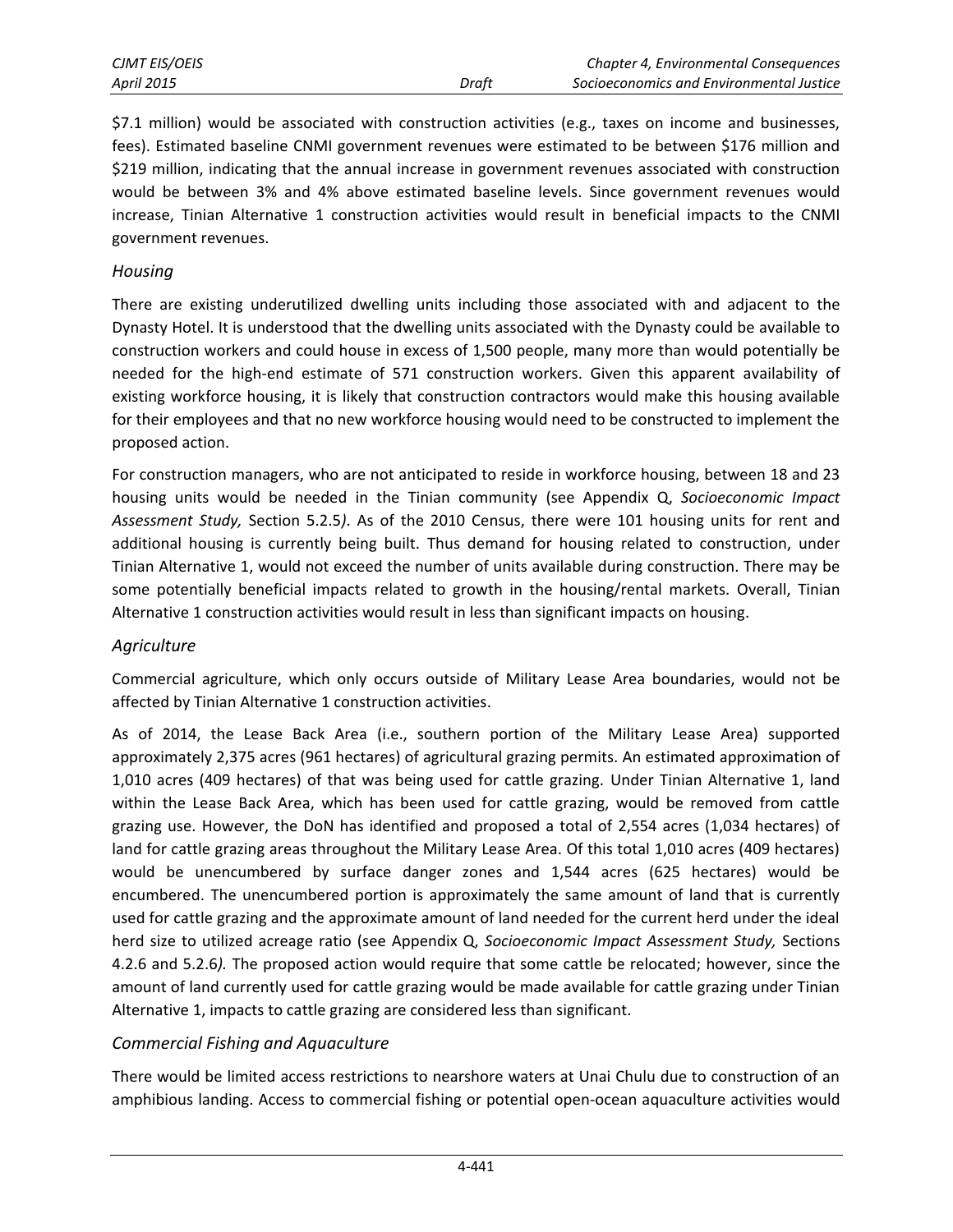$7.1 million) would be associated with construction activities (e.g., taxes on income and businesses, fees). Estimated baseline CNMI government revenues were estimated to be between $176 million and $219 million, indicating that the annual increase in government revenues associated with construction would be between 3% and 4% above estimated baseline levels. Since government revenues would increase, Tinian Alternative 1 construction activities would result in beneficial impacts to the CNMI government revenues.

### *Housing*

There are existing underutilized dwelling units including those associated with and adjacent to the Dynasty Hotel. It is understood that the dwelling units associated with the Dynasty could be available to construction workers and could house in excess of 1,500 people, many more than would potentially be needed for the high-end estimate of 571 construction workers. Given this apparent availability of existing workforce housing, it is likely that construction contractors would make this housing available for their employees and that no new workforce housing would need to be constructed to implement the proposed action.

For construction managers, who are not anticipated to reside in workforce housing, between 18 and 23 housing units would be needed in the Tinian community (see Appendix Q, *Socioeconomic Impact Assessment Study,* Section 5.2.5*)*. As of the 2010 Census, there were 101 housing units for rent and additional housing is currently being built. Thus demand for housing related to construction, under Tinian Alternative 1, would not exceed the number of units available during construction. There may be some potentially beneficial impacts related to growth in the housing/rental markets. Overall, Tinian Alternative 1 construction activities would result in less than significant impacts on housing.

### *Agriculture*

Commercial agriculture, which only occurs outside of Military Lease Area boundaries, would not be affected by Tinian Alternative 1 construction activities.

As of 2014, the Lease Back Area (i.e., southern portion of the Military Lease Area) supported approximately 2,375 acres (961 hectares) of agricultural grazing permits. An estimated approximation of 1,010 acres (409 hectares) of that was being used for cattle grazing. Under Tinian Alternative 1, land within the Lease Back Area, which has been used for cattle grazing, would be removed from cattle grazing use. However, the DoN has identified and proposed a total of 2,554 acres (1,034 hectares) of land for cattle grazing areas throughout the Military Lease Area. Of this total 1,010 acres (409 hectares) would be unencumbered by surface danger zones and 1,544 acres (625 hectares) would be encumbered. The unencumbered portion is approximately the same amount of land that is currently used for cattle grazing and the approximate amount of land needed for the current herd under the ideal herd size to utilized acreage ratio (see Appendix Q, *Socioeconomic Impact Assessment Study,* Sections 4.2.6 and 5.2.6*)*. The proposed action would require that some cattle be relocated; however, since the amount of land currently used for cattle grazing would be made available for cattle grazing under Tinian Alternative 1, impacts to cattle grazing are considered less than significant.

### *Commercial Fishing and Aquaculture*

There would be limited access restrictions to nearshore waters at Unai Chulu due to construction of an amphibious landing. Access to commercial fishing or potential open-ocean aquaculture activities would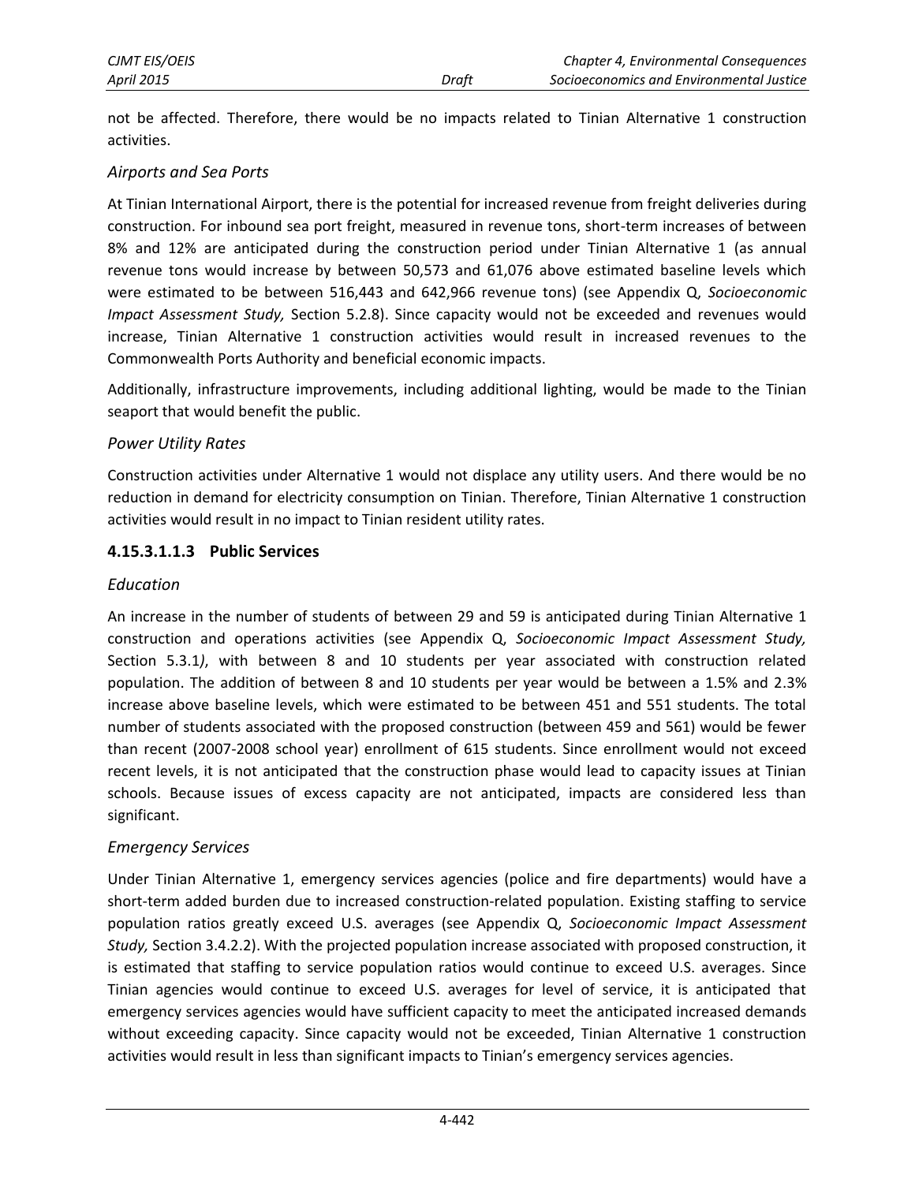not be affected. Therefore, there would be no impacts related to Tinian Alternative 1 construction activities.

*Airports and Sea Ports*

At Tinian International Airport, there is the potential for increased revenue from freight deliveries during construction. For inbound sea port freight, measured in revenue tons, short-term increases of between 8% and 12% are anticipated during the construction period under Tinian Alternative 1 (as annual revenue tons would increase by between 50,573 and 61,076 above estimated baseline levels which were estimated to be between 516,443 and 642,966 revenue tons) (see Appendix Q, *Socioeconomic Impact Assessment Study,* Section 5.2.8). Since capacity would not be exceeded and revenues would increase, Tinian Alternative 1 construction activities would result in increased revenues to the Commonwealth Ports Authority and beneficial economic impacts.

Additionally, infrastructure improvements, including additional lighting, would be made to the Tinian seaport that would benefit the public.

*Power Utility Rates*

Construction activities under Alternative 1 would not displace any utility users. And there would be no reduction in demand for electricity consumption on Tinian. Therefore, Tinian Alternative 1 construction activities would result in no impact to Tinian resident utility rates.

### 4.15.3.1.1.3 Public Services

*Education*

An increase in the number of students of between 29 and 59 is anticipated during Tinian Alternative 1 construction and operations activities (see Appendix Q, *Socioeconomic Impact Assessment Study,* Section 5.3.1*)*, with between 8 and 10 students per year associated with construction related population. The addition of between 8 and 10 students per year would be between a 1.5% and 2.3% increase above baseline levels, which were estimated to be between 451 and 551 students. The total number of students associated with the proposed construction (between 459 and 561) would be fewer than recent (2007-2008 school year) enrollment of 615 students. Since enrollment would not exceed recent levels, it is not anticipated that the construction phase would lead to capacity issues at Tinian schools. Because issues of excess capacity are not anticipated, impacts are considered less than significant.

*Emergency Services*

Under Tinian Alternative 1, emergency services agencies (police and fire departments) would have a short-term added burden due to increased construction-related population. Existing staffing to service population ratios greatly exceed U.S. averages (see Appendix Q, *Socioeconomic Impact Assessment Study,* Section 3.4.2.2). With the projected population increase associated with proposed construction, it is estimated that staffing to service population ratios would continue to exceed U.S. averages. Since Tinian agencies would continue to exceed U.S. averages for level of service, it is anticipated that emergency services agencies would have sufficient capacity to meet the anticipated increased demands without exceeding capacity. Since capacity would not be exceeded, Tinian Alternative 1 construction activities would result in less than significant impacts to Tinian's emergency services agencies.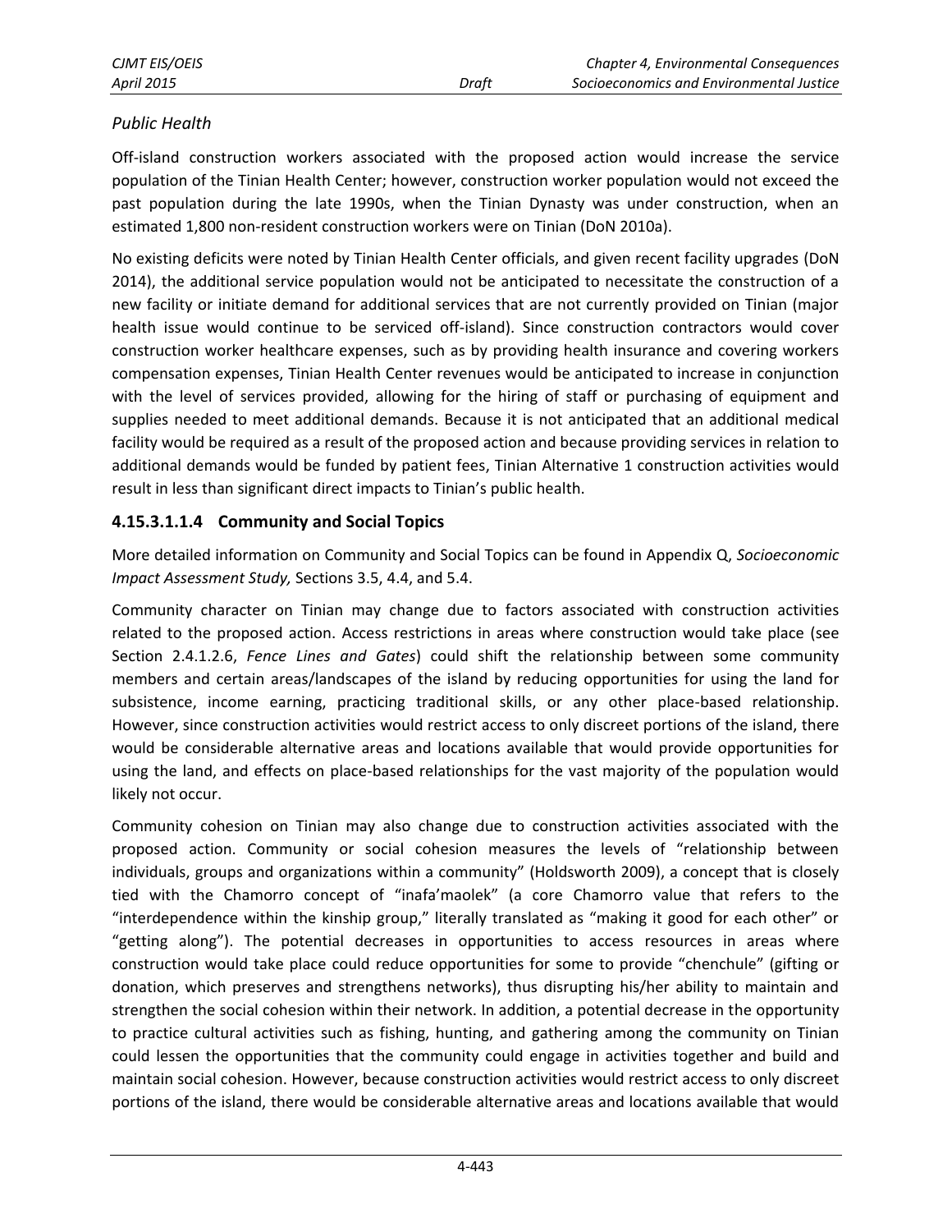*Public Health*

Off-island construction workers associated with the proposed action would increase the service population of the Tinian Health Center; however, construction worker population would not exceed the past population during the late 1990s, when the Tinian Dynasty was under construction, when an estimated 1,800 non-resident construction workers were on Tinian (DoN 2010a).

No existing deficits were noted by Tinian Health Center officials, and given recent facility upgrades (DoN 2014), the additional service population would not be anticipated to necessitate the construction of a new facility or initiate demand for additional services that are not currently provided on Tinian (major health issue would continue to be serviced off-island). Since construction contractors would cover construction worker healthcare expenses, such as by providing health insurance and covering workers compensation expenses, Tinian Health Center revenues would be anticipated to increase in conjunction with the level of services provided, allowing for the hiring of staff or purchasing of equipment and supplies needed to meet additional demands. Because it is not anticipated that an additional medical facility would be required as a result of the proposed action and because providing services in relation to additional demands would be funded by patient fees, Tinian Alternative 1 construction activities would result in less than significant direct impacts to Tinian's public health.

#### 4.15.3.1.1.4 Community and Social Topics

More detailed information on Community and Social Topics can be found in Appendix Q, *Socioeconomic Impact Assessment Study,* Sections 3.5, 4.4, and 5.4.

Community character on Tinian may change due to factors associated with construction activities related to the proposed action. Access restrictions in areas where construction would take place (see Section 2.4.1.2.6, *Fence Lines and Gates*) could shift the relationship between some community members and certain areas/landscapes of the island by reducing opportunities for using the land for subsistence, income earning, practicing traditional skills, or any other place-based relationship. However, since construction activities would restrict access to only discreet portions of the island, there would be considerable alternative areas and locations available that would provide opportunities for using the land, and effects on place-based relationships for the vast majority of the population would likely not occur.

Community cohesion on Tinian may also change due to construction activities associated with the proposed action. Community or social cohesion measures the levels of "relationship between individuals, groups and organizations within a community" (Holdsworth 2009), a concept that is closely tied with the Chamorro concept of "inafa'maolek" (a core Chamorro value that refers to the "interdependence within the kinship group," literally translated as "making it good for each other" or "getting along"). The potential decreases in opportunities to access resources in areas where construction would take place could reduce opportunities for some to provide "chenchule" (gifting or donation, which preserves and strengthens networks), thus disrupting his/her ability to maintain and strengthen the social cohesion within their network. In addition, a potential decrease in the opportunity to practice cultural activities such as fishing, hunting, and gathering among the community on Tinian could lessen the opportunities that the community could engage in activities together and build and maintain social cohesion. However, because construction activities would restrict access to only discreet portions of the island, there would be considerable alternative areas and locations available that would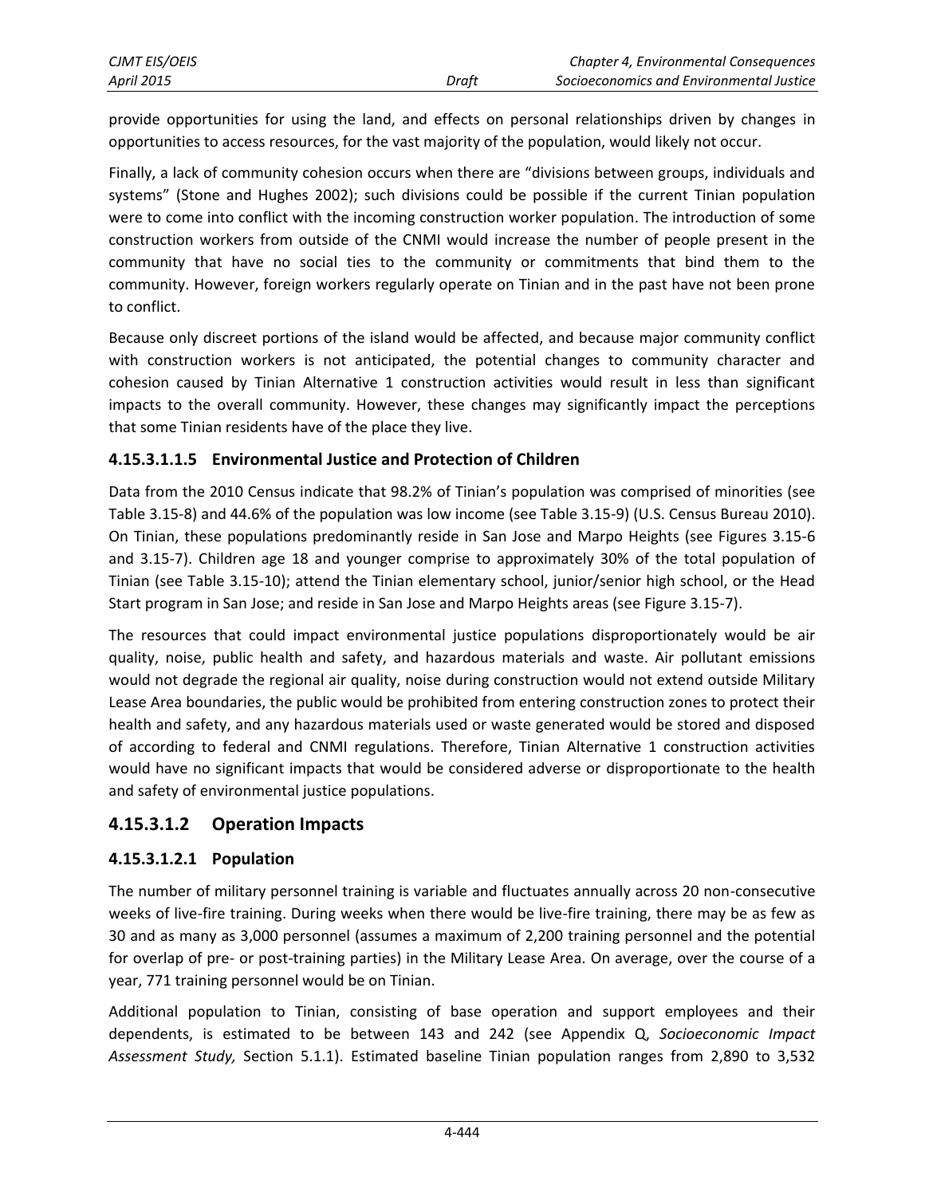provide opportunities for using the land, and effects on personal relationships driven by changes in opportunities to access resources, for the vast majority of the population, would likely not occur.

Finally, a lack of community cohesion occurs when there are "divisions between groups, individuals and systems" (Stone and Hughes 2002); such divisions could be possible if the current Tinian population were to come into conflict with the incoming construction worker population. The introduction of some construction workers from outside of the CNMI would increase the number of people present in the community that have no social ties to the community or commitments that bind them to the community. However, foreign workers regularly operate on Tinian and in the past have not been prone to conflict.

Because only discreet portions of the island would be affected, and because major community conflict with construction workers is not anticipated, the potential changes to community character and cohesion caused by Tinian Alternative 1 construction activities would result in less than significant impacts to the overall community. However, these changes may significantly impact the perceptions that some Tinian residents have of the place they live.

#### 4.15.3.1.1.5 Environmental Justice and Protection of Children

Data from the 2010 Census indicate that 98.2% of Tinian's population was comprised of minorities (see Table 3.15-8) and 44.6% of the population was low income (see Table 3.15-9) (U.S. Census Bureau 2010). On Tinian, these populations predominantly reside in San Jose and Marpo Heights (see Figures 3.15-6 and 3.15-7). Children age 18 and younger comprise to approximately 30% of the total population of Tinian (see Table 3.15-10); attend the Tinian elementary school, junior/senior high school, or the Head Start program in San Jose; and reside in San Jose and Marpo Heights areas (see Figure 3.15-7).

The resources that could impact environmental justice populations disproportionately would be air quality, noise, public health and safety, and hazardous materials and waste. Air pollutant emissions would not degrade the regional air quality, noise during construction would not extend outside Military Lease Area boundaries, the public would be prohibited from entering construction zones to protect their health and safety, and any hazardous materials used or waste generated would be stored and disposed of according to federal and CNMI regulations. Therefore, Tinian Alternative 1 construction activities would have no significant impacts that would be considered adverse or disproportionate to the health and safety of environmental justice populations.

### 4.15.3.1.2 Operation Impacts

#### 4.15.3.1.2.1 Population

The number of military personnel training is variable and fluctuates annually across 20 non-consecutive weeks of live-fire training. During weeks when there would be live-fire training, there may be as few as 30 and as many as 3,000 personnel (assumes a maximum of 2,200 training personnel and the potential for overlap of pre- or post-training parties) in the Military Lease Area. On average, over the course of a year, 771 training personnel would be on Tinian.

Additional population to Tinian, consisting of base operation and support employees and their dependents, is estimated to be between 143 and 242 (see Appendix Q, *Socioeconomic Impact Assessment Study,* Section 5.1.1). Estimated baseline Tinian population ranges from 2,890 to 3,532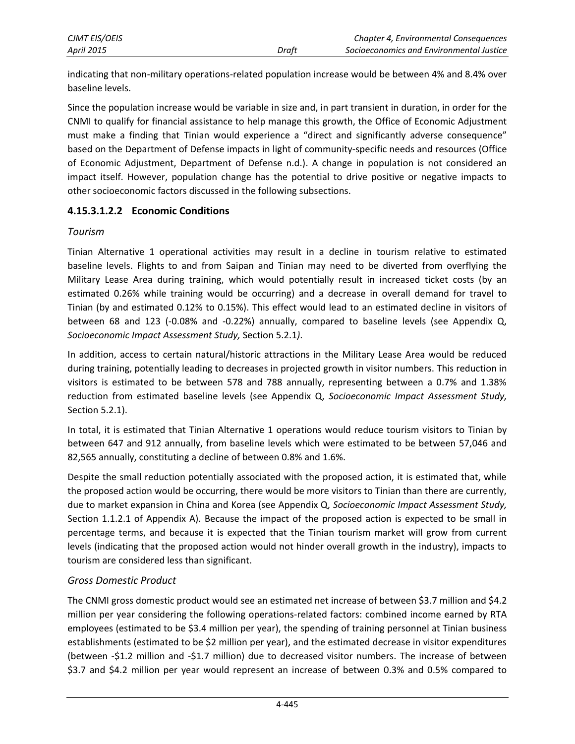indicating that non-military operations-related population increase would be between 4% and 8.4% over baseline levels.

Since the population increase would be variable in size and, in part transient in duration, in order for the CNMI to qualify for financial assistance to help manage this growth, the Office of Economic Adjustment must make a finding that Tinian would experience a "direct and significantly adverse consequence" based on the Department of Defense impacts in light of community-specific needs and resources (Office of Economic Adjustment, Department of Defense n.d.). A change in population is not considered an impact itself. However, population change has the potential to drive positive or negative impacts to other socioeconomic factors discussed in the following subsections.

#### 4.15.3.1.2.2 Economic Conditions

*Tourism*

Tinian Alternative 1 operational activities may result in a decline in tourism relative to estimated baseline levels. Flights to and from Saipan and Tinian may need to be diverted from overflying the Military Lease Area during training, which would potentially result in increased ticket costs (by an estimated 0.26% while training would be occurring) and a decrease in overall demand for travel to Tinian (by and estimated 0.12% to 0.15%). This effect would lead to an estimated decline in visitors of between 68 and 123 (-0.08% and -0.22%) annually, compared to baseline levels (see Appendix Q, *Socioeconomic Impact Assessment Study,* Section 5.2.1*)*.

In addition, access to certain natural/historic attractions in the Military Lease Area would be reduced during training, potentially leading to decreases in projected growth in visitor numbers. This reduction in visitors is estimated to be between 578 and 788 annually, representing between a 0.7% and 1.38% reduction from estimated baseline levels (see Appendix Q, *Socioeconomic Impact Assessment Study,* Section 5.2.1).

In total, it is estimated that Tinian Alternative 1 operations would reduce tourism visitors to Tinian by between 647 and 912 annually, from baseline levels which were estimated to be between 57,046 and 82,565 annually, constituting a decline of between 0.8% and 1.6%.

Despite the small reduction potentially associated with the proposed action, it is estimated that, while the proposed action would be occurring, there would be more visitors to Tinian than there are currently, due to market expansion in China and Korea (see Appendix Q, *Socioeconomic Impact Assessment Study,* Section 1.1.2.1 of Appendix A). Because the impact of the proposed action is expected to be small in percentage terms, and because it is expected that the Tinian tourism market will grow from current levels (indicating that the proposed action would not hinder overall growth in the industry), impacts to tourism are considered less than significant.

*Gross Domestic Product*

The CNMI gross domestic product would see an estimated net increase of between $3.7 million and $4.2 million per year considering the following operations-related factors: combined income earned by RTA employees (estimated to be $3.4 million per year), the spending of training personnel at Tinian business establishments (estimated to be $2 million per year), and the estimated decrease in visitor expenditures (between -$1.2 million and -$1.7 million) due to decreased visitor numbers. The increase of between $3.7 and $4.2 million per year would represent an increase of between 0.3% and 0.5% compared to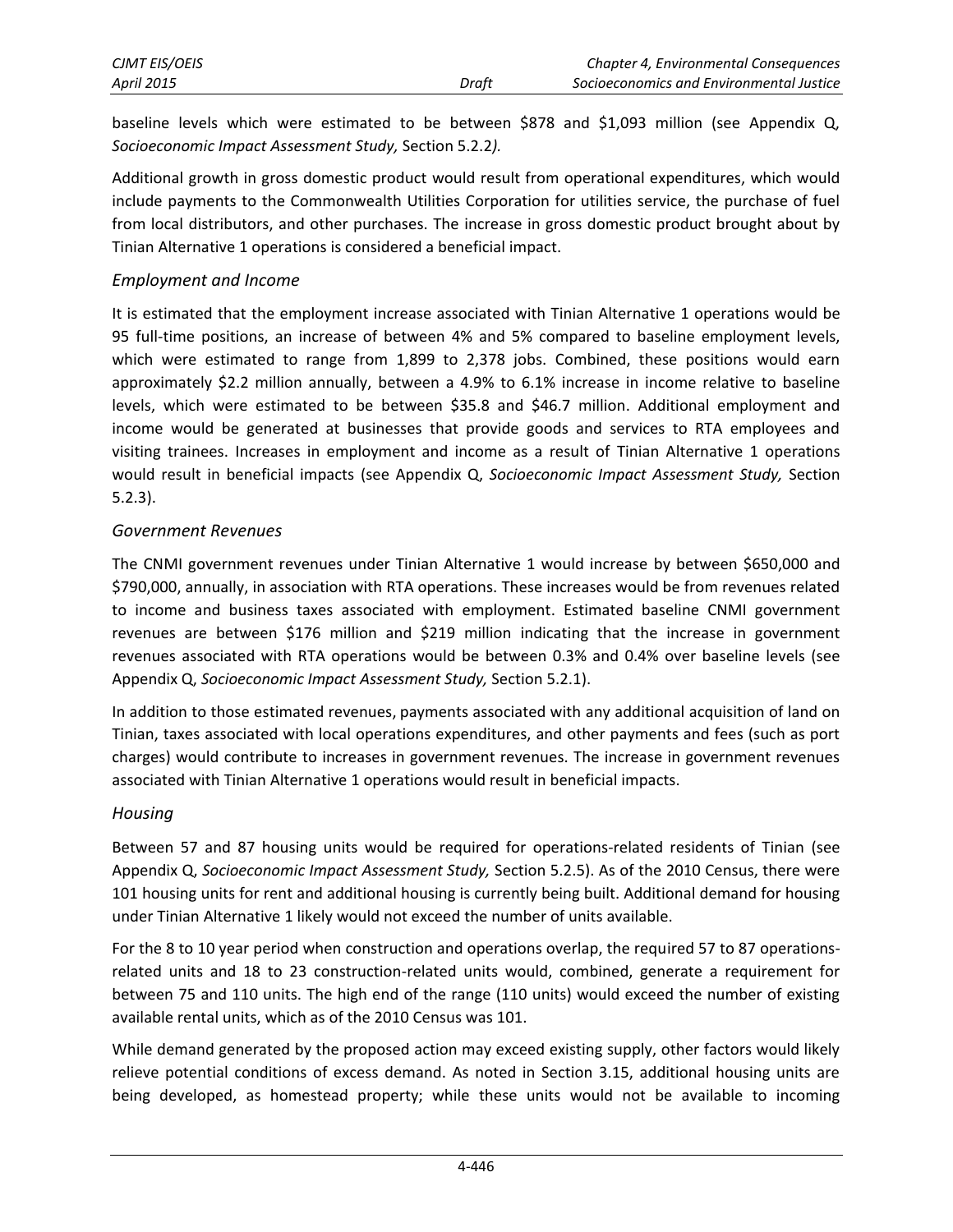baseline levels which were estimated to be between $878 and $1,093 million (see Appendix Q, *Socioeconomic Impact Assessment Study,* Section 5.2.2*).*

Additional growth in gross domestic product would result from operational expenditures, which would include payments to the Commonwealth Utilities Corporation for utilities service, the purchase of fuel from local distributors, and other purchases. The increase in gross domestic product brought about by Tinian Alternative 1 operations is considered a beneficial impact.

### *Employment and Income*

It is estimated that the employment increase associated with Tinian Alternative 1 operations would be 95 full-time positions, an increase of between 4% and 5% compared to baseline employment levels, which were estimated to range from 1,899 to 2,378 jobs. Combined, these positions would earn approximately $2.2 million annually, between a 4.9% to 6.1% increase in income relative to baseline levels, which were estimated to be between $35.8 and $46.7 million. Additional employment and income would be generated at businesses that provide goods and services to RTA employees and visiting trainees. Increases in employment and income as a result of Tinian Alternative 1 operations would result in beneficial impacts (see Appendix Q, *Socioeconomic Impact Assessment Study,* Section 5.2.3).

### *Government Revenues*

The CNMI government revenues under Tinian Alternative 1 would increase by between $650,000 and $790,000, annually, in association with RTA operations. These increases would be from revenues related to income and business taxes associated with employment. Estimated baseline CNMI government revenues are between $176 million and $219 million indicating that the increase in government revenues associated with RTA operations would be between 0.3% and 0.4% over baseline levels (see Appendix Q, *Socioeconomic Impact Assessment Study,* Section 5.2.1).

In addition to those estimated revenues, payments associated with any additional acquisition of land on Tinian, taxes associated with local operations expenditures, and other payments and fees (such as port charges) would contribute to increases in government revenues. The increase in government revenues associated with Tinian Alternative 1 operations would result in beneficial impacts.

### *Housing*

Between 57 and 87 housing units would be required for operations-related residents of Tinian (see Appendix Q, *Socioeconomic Impact Assessment Study,* Section 5.2.5). As of the 2010 Census, there were 101 housing units for rent and additional housing is currently being built. Additional demand for housing under Tinian Alternative 1 likely would not exceed the number of units available.

For the 8 to 10 year period when construction and operations overlap, the required 57 to 87 operations-related units and 18 to 23 construction-related units would, combined, generate a requirement for between 75 and 110 units. The high end of the range (110 units) would exceed the number of existing available rental units, which as of the 2010 Census was 101.

While demand generated by the proposed action may exceed existing supply, other factors would likely relieve potential conditions of excess demand. As noted in Section 3.15, additional housing units are being developed, as homestead property; while these units would not be available to incoming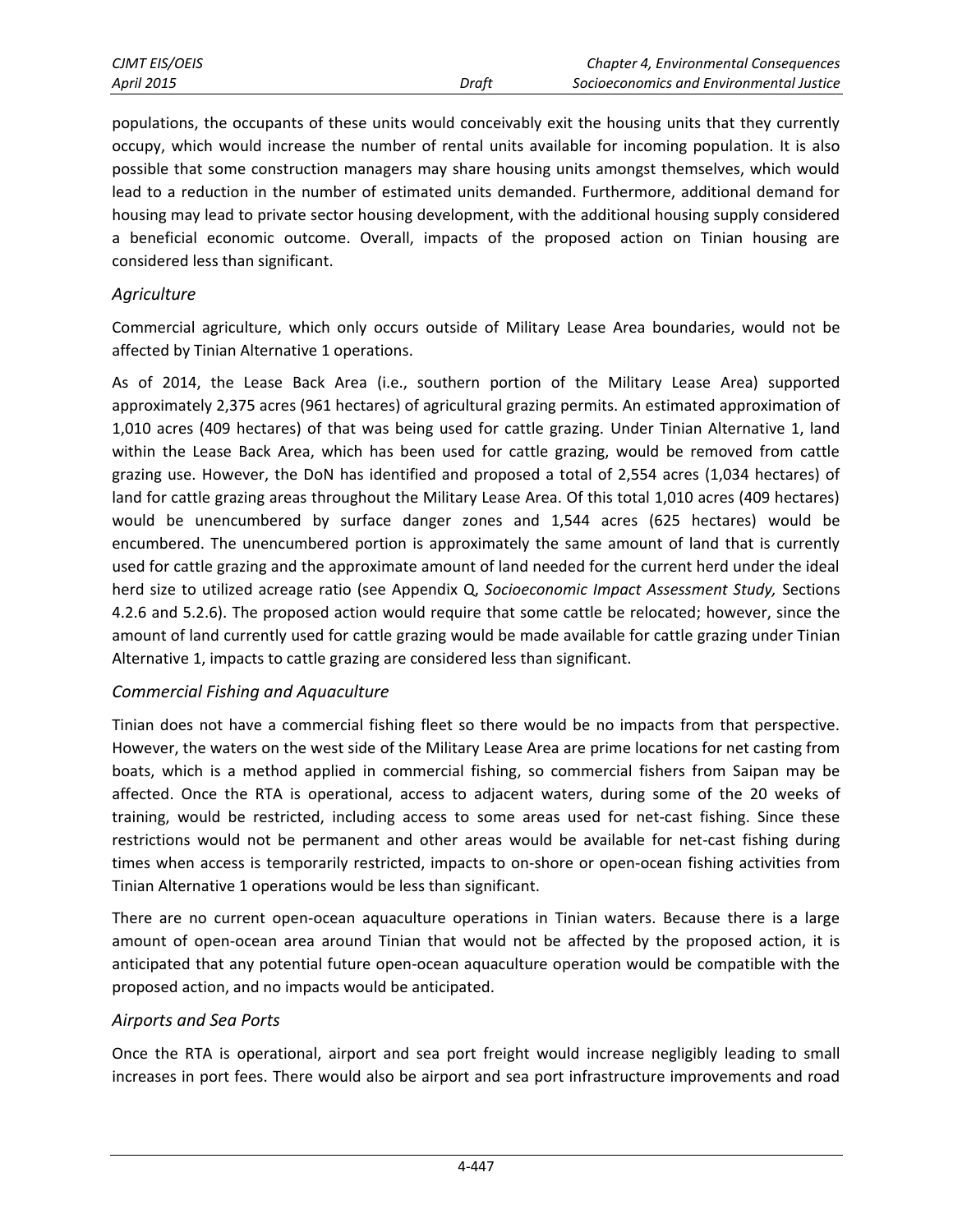populations, the occupants of these units would conceivably exit the housing units that they currently occupy, which would increase the number of rental units available for incoming population. It is also possible that some construction managers may share housing units amongst themselves, which would lead to a reduction in the number of estimated units demanded. Furthermore, additional demand for housing may lead to private sector housing development, with the additional housing supply considered a beneficial economic outcome. Overall, impacts of the proposed action on Tinian housing are considered less than significant.

### *Agriculture*

Commercial agriculture, which only occurs outside of Military Lease Area boundaries, would not be affected by Tinian Alternative 1 operations.

As of 2014, the Lease Back Area (i.e., southern portion of the Military Lease Area) supported approximately 2,375 acres (961 hectares) of agricultural grazing permits. An estimated approximation of 1,010 acres (409 hectares) of that was being used for cattle grazing. Under Tinian Alternative 1, land within the Lease Back Area, which has been used for cattle grazing, would be removed from cattle grazing use. However, the DoN has identified and proposed a total of 2,554 acres (1,034 hectares) of land for cattle grazing areas throughout the Military Lease Area. Of this total 1,010 acres (409 hectares) would be unencumbered by surface danger zones and 1,544 acres (625 hectares) would be encumbered. The unencumbered portion is approximately the same amount of land that is currently used for cattle grazing and the approximate amount of land needed for the current herd under the ideal herd size to utilized acreage ratio (see Appendix Q, *Socioeconomic Impact Assessment Study,* Sections 4.2.6 and 5.2.6). The proposed action would require that some cattle be relocated; however, since the amount of land currently used for cattle grazing would be made available for cattle grazing under Tinian Alternative 1, impacts to cattle grazing are considered less than significant.

### *Commercial Fishing and Aquaculture*

Tinian does not have a commercial fishing fleet so there would be no impacts from that perspective. However, the waters on the west side of the Military Lease Area are prime locations for net casting from boats, which is a method applied in commercial fishing, so commercial fishers from Saipan may be affected. Once the RTA is operational, access to adjacent waters, during some of the 20 weeks of training, would be restricted, including access to some areas used for net-cast fishing. Since these restrictions would not be permanent and other areas would be available for net-cast fishing during times when access is temporarily restricted, impacts to on-shore or open-ocean fishing activities from Tinian Alternative 1 operations would be less than significant.

There are no current open-ocean aquaculture operations in Tinian waters. Because there is a large amount of open-ocean area around Tinian that would not be affected by the proposed action, it is anticipated that any potential future open-ocean aquaculture operation would be compatible with the proposed action, and no impacts would be anticipated.

### *Airports and Sea Ports*

Once the RTA is operational, airport and sea port freight would increase negligibly leading to small increases in port fees. There would also be airport and sea port infrastructure improvements and road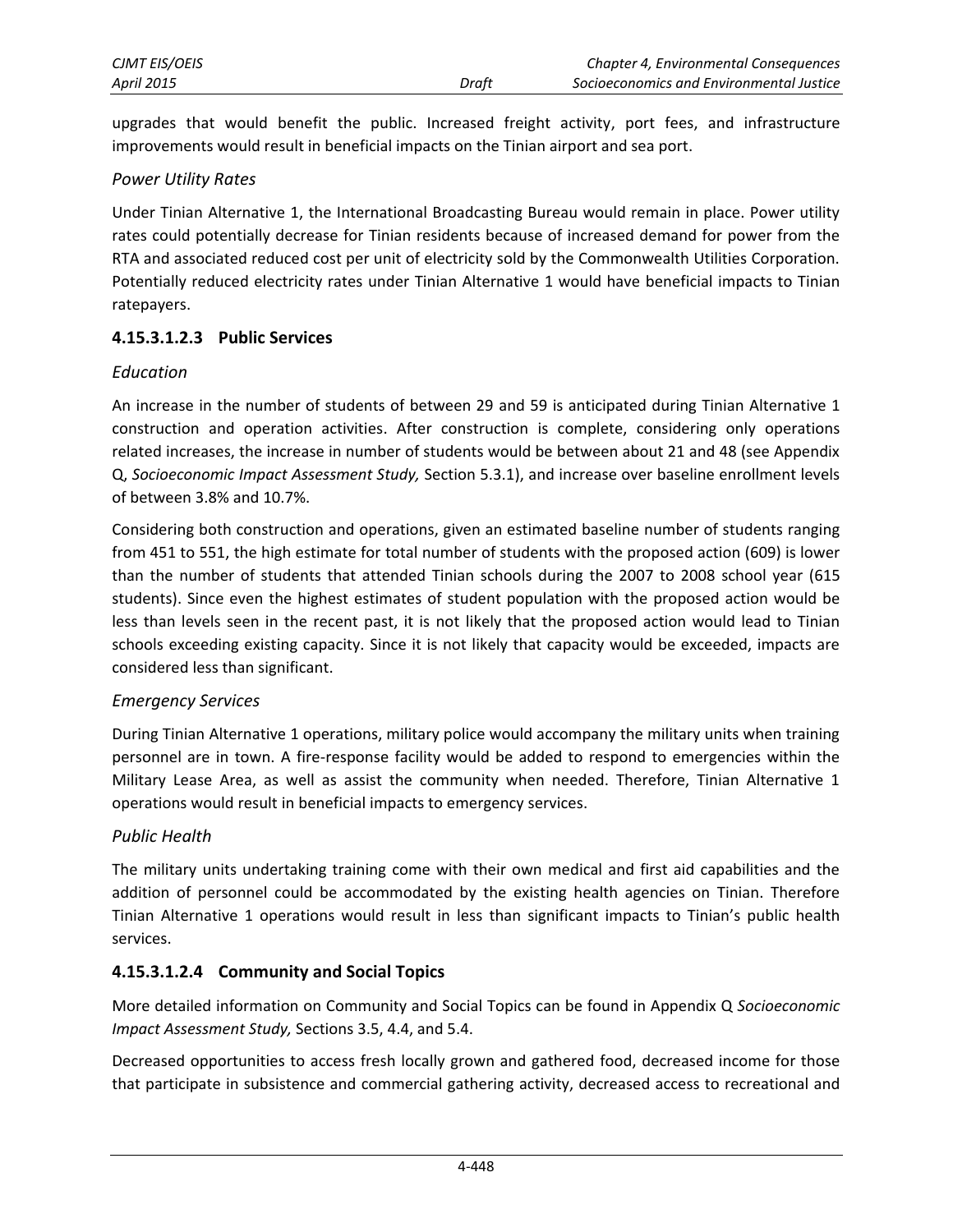upgrades that would benefit the public. Increased freight activity, port fees, and infrastructure improvements would result in beneficial impacts on the Tinian airport and sea port.

*Power Utility Rates*

Under Tinian Alternative 1, the International Broadcasting Bureau would remain in place. Power utility rates could potentially decrease for Tinian residents because of increased demand for power from the RTA and associated reduced cost per unit of electricity sold by the Commonwealth Utilities Corporation. Potentially reduced electricity rates under Tinian Alternative 1 would have beneficial impacts to Tinian ratepayers.

#### 4.15.3.1.2.3 Public Services

*Education*

An increase in the number of students of between 29 and 59 is anticipated during Tinian Alternative 1 construction and operation activities. After construction is complete, considering only operations related increases, the increase in number of students would be between about 21 and 48 (see Appendix Q, *Socioeconomic Impact Assessment Study,* Section 5.3.1), and increase over baseline enrollment levels of between 3.8% and 10.7%.

Considering both construction and operations, given an estimated baseline number of students ranging from 451 to 551, the high estimate for total number of students with the proposed action (609) is lower than the number of students that attended Tinian schools during the 2007 to 2008 school year (615 students). Since even the highest estimates of student population with the proposed action would be less than levels seen in the recent past, it is not likely that the proposed action would lead to Tinian schools exceeding existing capacity. Since it is not likely that capacity would be exceeded, impacts are considered less than significant.

*Emergency Services*

During Tinian Alternative 1 operations, military police would accompany the military units when training personnel are in town. A fire-response facility would be added to respond to emergencies within the Military Lease Area, as well as assist the community when needed. Therefore, Tinian Alternative 1 operations would result in beneficial impacts to emergency services.

*Public Health*

The military units undertaking training come with their own medical and first aid capabilities and the addition of personnel could be accommodated by the existing health agencies on Tinian. Therefore Tinian Alternative 1 operations would result in less than significant impacts to Tinian's public health services.

#### 4.15.3.1.2.4 Community and Social Topics

More detailed information on Community and Social Topics can be found in Appendix Q *Socioeconomic Impact Assessment Study,* Sections 3.5, 4.4, and 5.4.

Decreased opportunities to access fresh locally grown and gathered food, decreased income for those that participate in subsistence and commercial gathering activity, decreased access to recreational and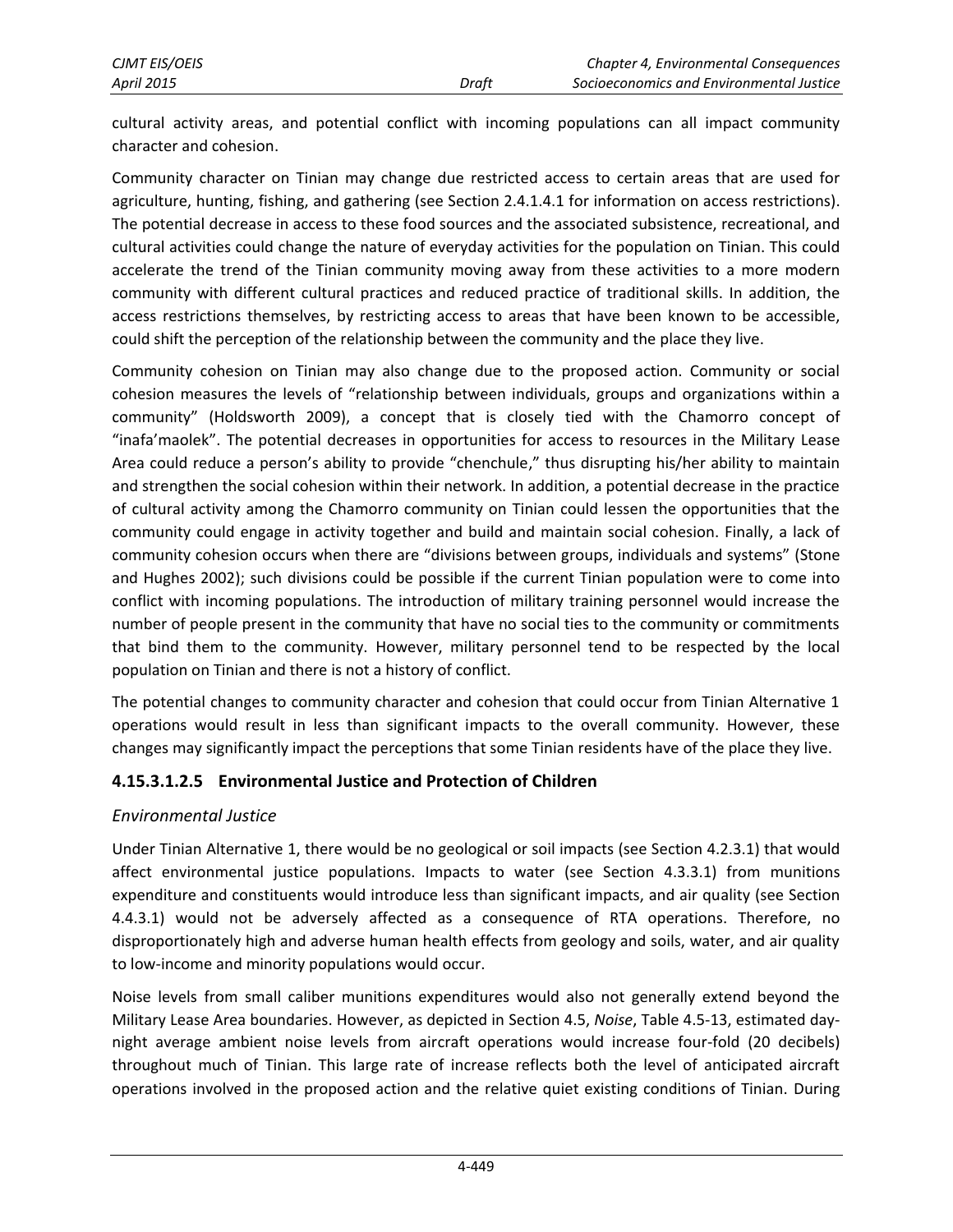cultural activity areas, and potential conflict with incoming populations can all impact community character and cohesion.

Community character on Tinian may change due restricted access to certain areas that are used for agriculture, hunting, fishing, and gathering (see Section 2.4.1.4.1 for information on access restrictions). The potential decrease in access to these food sources and the associated subsistence, recreational, and cultural activities could change the nature of everyday activities for the population on Tinian. This could accelerate the trend of the Tinian community moving away from these activities to a more modern community with different cultural practices and reduced practice of traditional skills. In addition, the access restrictions themselves, by restricting access to areas that have been known to be accessible, could shift the perception of the relationship between the community and the place they live.

Community cohesion on Tinian may also change due to the proposed action. Community or social cohesion measures the levels of "relationship between individuals, groups and organizations within a community" (Holdsworth 2009), a concept that is closely tied with the Chamorro concept of "inafa'maolek". The potential decreases in opportunities for access to resources in the Military Lease Area could reduce a person's ability to provide "chenchule," thus disrupting his/her ability to maintain and strengthen the social cohesion within their network. In addition, a potential decrease in the practice of cultural activity among the Chamorro community on Tinian could lessen the opportunities that the community could engage in activity together and build and maintain social cohesion. Finally, a lack of community cohesion occurs when there are "divisions between groups, individuals and systems" (Stone and Hughes 2002); such divisions could be possible if the current Tinian population were to come into conflict with incoming populations. The introduction of military training personnel would increase the number of people present in the community that have no social ties to the community or commitments that bind them to the community. However, military personnel tend to be respected by the local population on Tinian and there is not a history of conflict.

The potential changes to community character and cohesion that could occur from Tinian Alternative 1 operations would result in less than significant impacts to the overall community. However, these changes may significantly impact the perceptions that some Tinian residents have of the place they live.

#### 4.15.3.1.2.5 Environmental Justice and Protection of Children

*Environmental Justice*

Under Tinian Alternative 1, there would be no geological or soil impacts (see Section 4.2.3.1) that would affect environmental justice populations. Impacts to water (see Section 4.3.3.1) from munitions expenditure and constituents would introduce less than significant impacts, and air quality (see Section 4.4.3.1) would not be adversely affected as a consequence of RTA operations. Therefore, no disproportionately high and adverse human health effects from geology and soils, water, and air quality to low-income and minority populations would occur.

Noise levels from small caliber munitions expenditures would also not generally extend beyond the Military Lease Area boundaries. However, as depicted in Section 4.5, *Noise*, Table 4.5-13, estimated day-night average ambient noise levels from aircraft operations would increase four-fold (20 decibels) throughout much of Tinian. This large rate of increase reflects both the level of anticipated aircraft operations involved in the proposed action and the relative quiet existing conditions of Tinian. During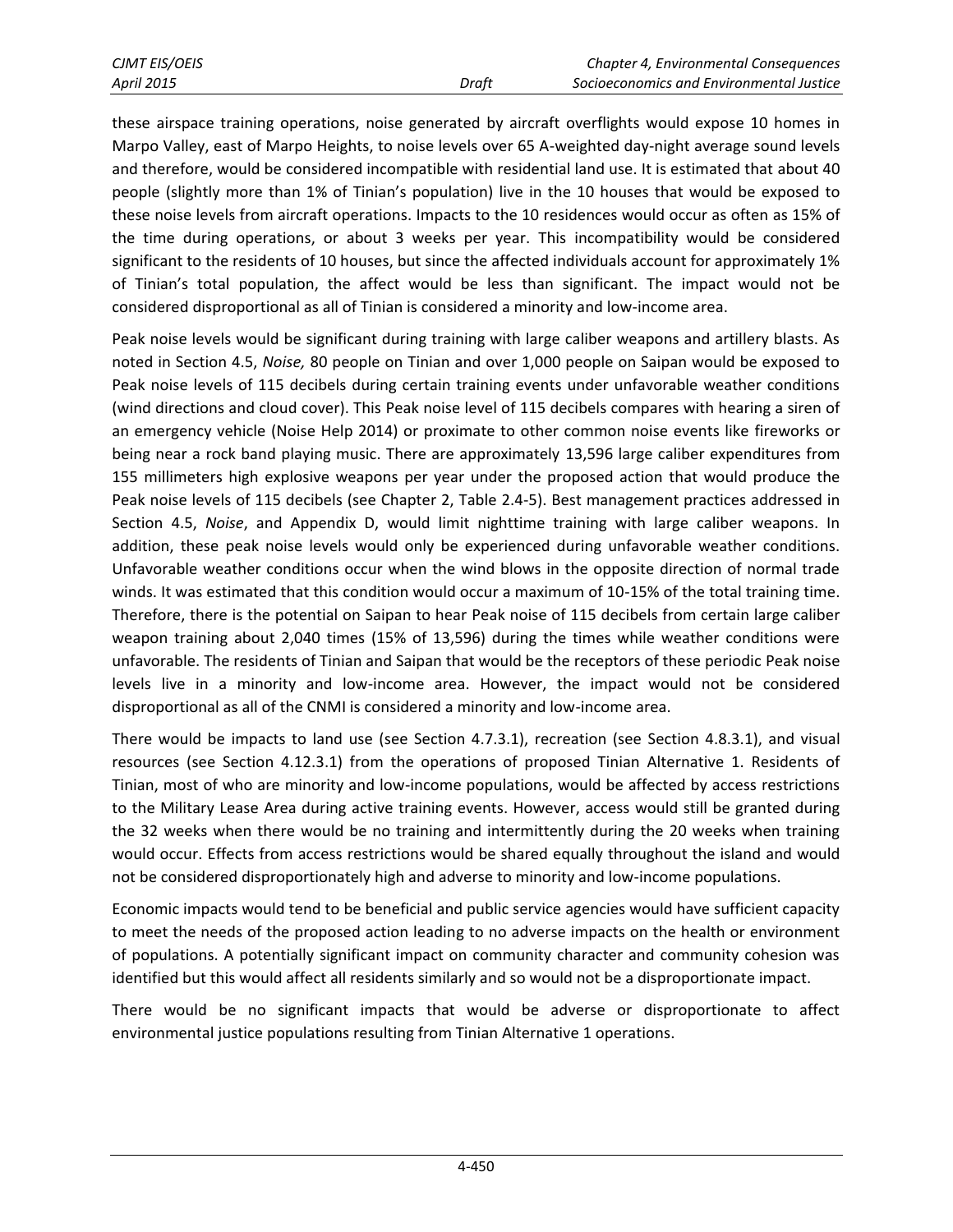these airspace training operations, noise generated by aircraft overflights would expose 10 homes in Marpo Valley, east of Marpo Heights, to noise levels over 65 A-weighted day-night average sound levels and therefore, would be considered incompatible with residential land use. It is estimated that about 40 people (slightly more than 1% of Tinian's population) live in the 10 houses that would be exposed to these noise levels from aircraft operations. Impacts to the 10 residences would occur as often as 15% of the time during operations, or about 3 weeks per year. This incompatibility would be considered significant to the residents of 10 houses, but since the affected individuals account for approximately 1% of Tinian's total population, the affect would be less than significant. The impact would not be considered disproportional as all of Tinian is considered a minority and low-income area.

Peak noise levels would be significant during training with large caliber weapons and artillery blasts. As noted in Section 4.5, *Noise,* 80 people on Tinian and over 1,000 people on Saipan would be exposed to Peak noise levels of 115 decibels during certain training events under unfavorable weather conditions (wind directions and cloud cover). This Peak noise level of 115 decibels compares with hearing a siren of an emergency vehicle (Noise Help 2014) or proximate to other common noise events like fireworks or being near a rock band playing music. There are approximately 13,596 large caliber expenditures from 155 millimeters high explosive weapons per year under the proposed action that would produce the Peak noise levels of 115 decibels (see Chapter 2, Table 2.4-5). Best management practices addressed in Section 4.5, *Noise*, and Appendix D, would limit nighttime training with large caliber weapons. In addition, these peak noise levels would only be experienced during unfavorable weather conditions. Unfavorable weather conditions occur when the wind blows in the opposite direction of normal trade winds. It was estimated that this condition would occur a maximum of 10-15% of the total training time. Therefore, there is the potential on Saipan to hear Peak noise of 115 decibels from certain large caliber weapon training about 2,040 times (15% of 13,596) during the times while weather conditions were unfavorable. The residents of Tinian and Saipan that would be the receptors of these periodic Peak noise levels live in a minority and low-income area. However, the impact would not be considered disproportional as all of the CNMI is considered a minority and low-income area.

There would be impacts to land use (see Section 4.7.3.1), recreation (see Section 4.8.3.1), and visual resources (see Section 4.12.3.1) from the operations of proposed Tinian Alternative 1. Residents of Tinian, most of who are minority and low-income populations, would be affected by access restrictions to the Military Lease Area during active training events. However, access would still be granted during the 32 weeks when there would be no training and intermittently during the 20 weeks when training would occur. Effects from access restrictions would be shared equally throughout the island and would not be considered disproportionately high and adverse to minority and low-income populations.

Economic impacts would tend to be beneficial and public service agencies would have sufficient capacity to meet the needs of the proposed action leading to no adverse impacts on the health or environment of populations. A potentially significant impact on community character and community cohesion was identified but this would affect all residents similarly and so would not be a disproportionate impact.

There would be no significant impacts that would be adverse or disproportionate to affect environmental justice populations resulting from Tinian Alternative 1 operations.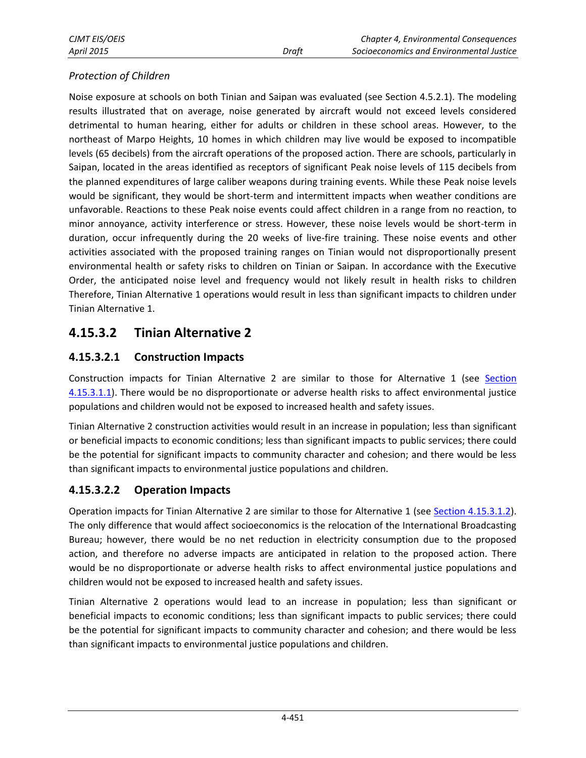*Protection of Children*

Noise exposure at schools on both Tinian and Saipan was evaluated (see Section 4.5.2.1). The modeling results illustrated that on average, noise generated by aircraft would not exceed levels considered detrimental to human hearing, either for adults or children in these school areas. However, to the northeast of Marpo Heights, 10 homes in which children may live would be exposed to incompatible levels (65 decibels) from the aircraft operations of the proposed action. There are schools, particularly in Saipan, located in the areas identified as receptors of significant Peak noise levels of 115 decibels from the planned expenditures of large caliber weapons during training events. While these Peak noise levels would be significant, they would be short-term and intermittent impacts when weather conditions are unfavorable. Reactions to these Peak noise events could affect children in a range from no reaction, to minor annoyance, activity interference or stress. However, these noise levels would be short-term in duration, occur infrequently during the 20 weeks of live-fire training. These noise events and other activities associated with the proposed training ranges on Tinian would not disproportionally present environmental health or safety risks to children on Tinian or Saipan. In accordance with the Executive Order, the anticipated noise level and frequency would not likely result in health risks to children Therefore, Tinian Alternative 1 operations would result in less than significant impacts to children under Tinian Alternative 1.

## 4.15.3.2 Tinian Alternative 2

### 4.15.3.2.1 Construction Impacts

Construction impacts for Tinian Alternative 2 are similar to those for Alternative 1 (see Section 4.15.3.1.1). There would be no disproportionate or adverse health risks to affect environmental justice populations and children would not be exposed to increased health and safety issues.

Tinian Alternative 2 construction activities would result in an increase in population; less than significant or beneficial impacts to economic conditions; less than significant impacts to public services; there could be the potential for significant impacts to community character and cohesion; and there would be less than significant impacts to environmental justice populations and children.

### 4.15.3.2.2 Operation Impacts

Operation impacts for Tinian Alternative 2 are similar to those for Alternative 1 (see Section 4.15.3.1.2). The only difference that would affect socioeconomics is the relocation of the International Broadcasting Bureau; however, there would be no net reduction in electricity consumption due to the proposed action, and therefore no adverse impacts are anticipated in relation to the proposed action. There would be no disproportionate or adverse health risks to affect environmental justice populations and children would not be exposed to increased health and safety issues.

Tinian Alternative 2 operations would lead to an increase in population; less than significant or beneficial impacts to economic conditions; less than significant impacts to public services; there could be the potential for significant impacts to community character and cohesion; and there would be less than significant impacts to environmental justice populations and children.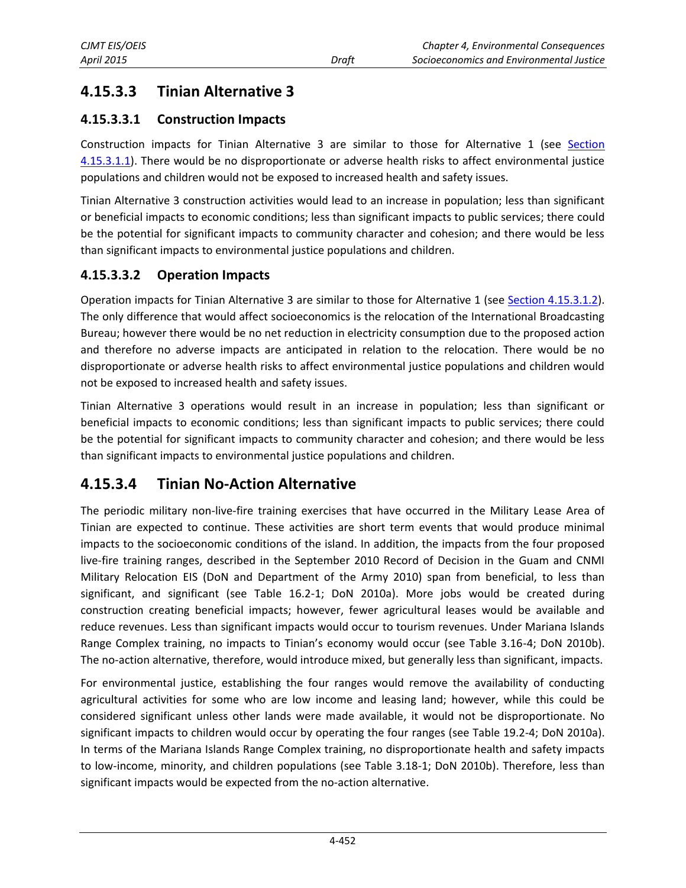### 4.15.3.3 Tinian Alternative 3

#### 4.15.3.3.1 Construction Impacts

Construction impacts for Tinian Alternative 3 are similar to those for Alternative 1 (see Section 4.15.3.1.1). There would be no disproportionate or adverse health risks to affect environmental justice populations and children would not be exposed to increased health and safety issues.

Tinian Alternative 3 construction activities would lead to an increase in population; less than significant or beneficial impacts to economic conditions; less than significant impacts to public services; there could be the potential for significant impacts to community character and cohesion; and there would be less than significant impacts to environmental justice populations and children.

#### 4.15.3.3.2 Operation Impacts

Operation impacts for Tinian Alternative 3 are similar to those for Alternative 1 (see Section 4.15.3.1.2). The only difference that would affect socioeconomics is the relocation of the International Broadcasting Bureau; however there would be no net reduction in electricity consumption due to the proposed action and therefore no adverse impacts are anticipated in relation to the relocation. There would be no disproportionate or adverse health risks to affect environmental justice populations and children would not be exposed to increased health and safety issues.

Tinian Alternative 3 operations would result in an increase in population; less than significant or beneficial impacts to economic conditions; less than significant impacts to public services; there could be the potential for significant impacts to community character and cohesion; and there would be less than significant impacts to environmental justice populations and children.

### 4.15.3.4 Tinian No-Action Alternative

The periodic military non-live-fire training exercises that have occurred in the Military Lease Area of Tinian are expected to continue. These activities are short term events that would produce minimal impacts to the socioeconomic conditions of the island. In addition, the impacts from the four proposed live-fire training ranges, described in the September 2010 Record of Decision in the Guam and CNMI Military Relocation EIS (DoN and Department of the Army 2010) span from beneficial, to less than significant, and significant (see Table 16.2-1; DoN 2010a). More jobs would be created during construction creating beneficial impacts; however, fewer agricultural leases would be available and reduce revenues. Less than significant impacts would occur to tourism revenues. Under Mariana Islands Range Complex training, no impacts to Tinian's economy would occur (see Table 3.16-4; DoN 2010b). The no-action alternative, therefore, would introduce mixed, but generally less than significant, impacts.

For environmental justice, establishing the four ranges would remove the availability of conducting agricultural activities for some who are low income and leasing land; however, while this could be considered significant unless other lands were made available, it would not be disproportionate. No significant impacts to children would occur by operating the four ranges (see Table 19.2-4; DoN 2010a). In terms of the Mariana Islands Range Complex training, no disproportionate health and safety impacts to low-income, minority, and children populations (see Table 3.18-1; DoN 2010b). Therefore, less than significant impacts would be expected from the no-action alternative.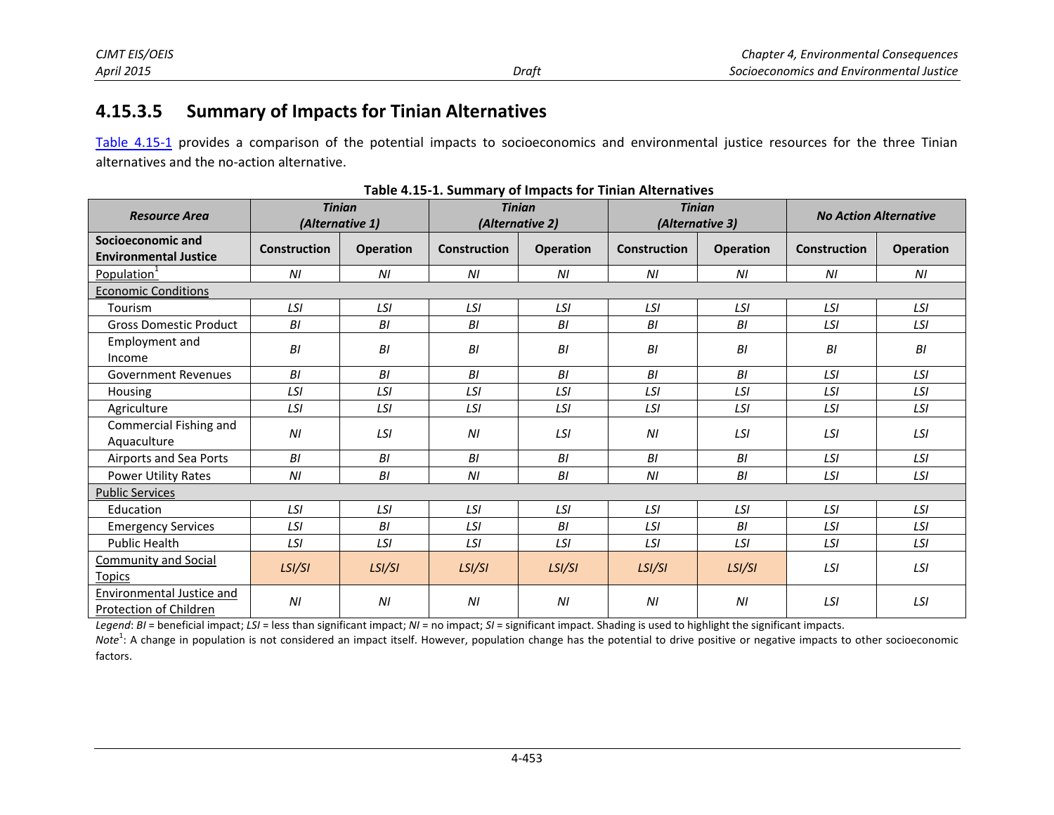### 4.15.3.5 Summary of Impacts for Tinian Alternatives

Table 4.15-1 provides a comparison of the potential impacts to socioeconomics and environmental justice resources for the three Tinian alternatives and the no-action alternative.

**Table 4.15-1. Summary of Impacts for Tinian Alternatives**

| *Resource Area* | *Tinian (Alternative 1)* | | *Tinian (Alternative 2)* | | *Tinian (Alternative 3)* | | *No Action Alternative* | |
|---|---|---|---|---|---|---|---|---|
| **Socioeconomic and Environmental Justice** | **Construction** | **Operation** | **Construction** | **Operation** | **Construction** | **Operation** | **Construction** | **Operation** |
| Population[1] | *NI* | *NI* | *NI* | *NI* | *NI* | *NI* | *NI* | *NI* |
| Economic Conditions | | | | | | | | |
| Tourism | *LSI* | *LSI* | *LSI* | *LSI* | *LSI* | *LSI* | *LSI* | *LSI* |
| Gross Domestic Product | *BI* | *BI* | *BI* | *BI* | *BI* | *BI* | *LSI* | *LSI* |
| Employment and Income | *BI* | *BI* | *BI* | *BI* | *BI* | *BI* | *BI* | *BI* |
| Government Revenues | *BI* | *BI* | *BI* | *BI* | *BI* | *BI* | *LSI* | *LSI* |
| Housing | *LSI* | *LSI* | *LSI* | *LSI* | *LSI* | *LSI* | *LSI* | *LSI* |
| Agriculture | *LSI* | *LSI* | *LSI* | *LSI* | *LSI* | *LSI* | *LSI* | *LSI* |
| Commercial Fishing and Aquaculture | *NI* | *LSI* | *NI* | *LSI* | *NI* | *LSI* | *LSI* | *LSI* |
| Airports and Sea Ports | *BI* | *BI* | *BI* | *BI* | *BI* | *BI* | *LSI* | *LSI* |
| Power Utility Rates | *NI* | *BI* | *NI* | *BI* | *NI* | *BI* | *LSI* | *LSI* |
| Public Services | | | | | | | | |
| Education | *LSI* | *LSI* | *LSI* | *LSI* | *LSI* | *LSI* | *LSI* | *LSI* |
| Emergency Services | *LSI* | *BI* | *LSI* | *BI* | *LSI* | *BI* | *LSI* | *LSI* |
| Public Health | *LSI* | *LSI* | *LSI* | *LSI* | *LSI* | *LSI* | *LSI* | *LSI* |
| Community and Social Topics | *LSI/SI* | *LSI/SI* | *LSI/SI* | *LSI/SI* | *LSI/SI* | *LSI/SI* | *LSI* | *LSI* |
| Environmental Justice and Protection of Children | *NI* | *NI* | *NI* | *NI* | *NI* | *NI* | *LSI* | *LSI* |

*Legend*: *BI* = beneficial impact; *LSI* = less than significant impact; *NI* = no impact; *SI* = significant impact. Shading is used to highlight the significant impacts.

*Note*[1]: A change in population is not considered an impact itself. However, population change has the potential to drive positive or negative impacts to other socioeconomic factors.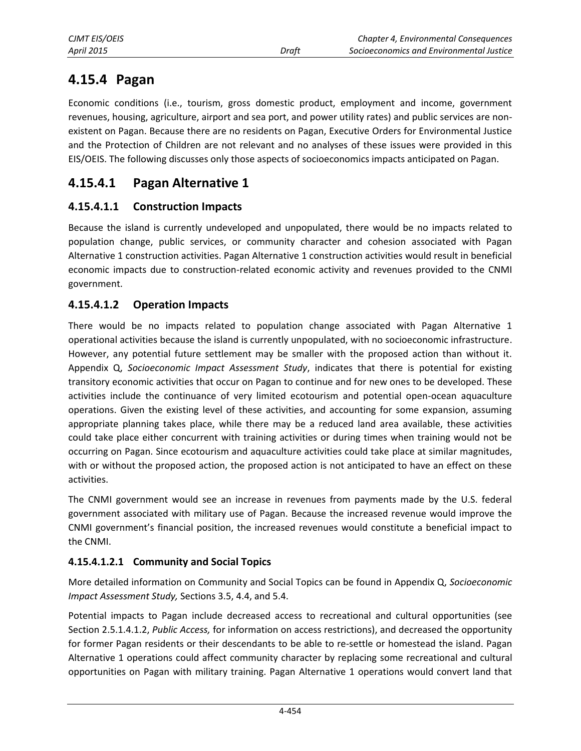## 4.15.4 Pagan

Economic conditions (i.e., tourism, gross domestic product, employment and income, government revenues, housing, agriculture, airport and sea port, and power utility rates) and public services are non-existent on Pagan. Because there are no residents on Pagan, Executive Orders for Environmental Justice and the Protection of Children are not relevant and no analyses of these issues were provided in this EIS/OEIS. The following discusses only those aspects of socioeconomics impacts anticipated on Pagan.

## 4.15.4.1 Pagan Alternative 1

### 4.15.4.1.1 Construction Impacts

Because the island is currently undeveloped and unpopulated, there would be no impacts related to population change, public services, or community character and cohesion associated with Pagan Alternative 1 construction activities. Pagan Alternative 1 construction activities would result in beneficial economic impacts due to construction-related economic activity and revenues provided to the CNMI government.

### 4.15.4.1.2 Operation Impacts

There would be no impacts related to population change associated with Pagan Alternative 1 operational activities because the island is currently unpopulated, with no socioeconomic infrastructure. However, any potential future settlement may be smaller with the proposed action than without it. Appendix Q, *Socioeconomic Impact Assessment Study*, indicates that there is potential for existing transitory economic activities that occur on Pagan to continue and for new ones to be developed. These activities include the continuance of very limited ecotourism and potential open-ocean aquaculture operations. Given the existing level of these activities, and accounting for some expansion, assuming appropriate planning takes place, while there may be a reduced land area available, these activities could take place either concurrent with training activities or during times when training would not be occurring on Pagan. Since ecotourism and aquaculture activities could take place at similar magnitudes, with or without the proposed action, the proposed action is not anticipated to have an effect on these activities.

The CNMI government would see an increase in revenues from payments made by the U.S. federal government associated with military use of Pagan. Because the increased revenue would improve the CNMI government's financial position, the increased revenues would constitute a beneficial impact to the CNMI.

#### 4.15.4.1.2.1 Community and Social Topics

More detailed information on Community and Social Topics can be found in Appendix Q, *Socioeconomic Impact Assessment Study,* Sections 3.5, 4.4, and 5.4.

Potential impacts to Pagan include decreased access to recreational and cultural opportunities (see Section 2.5.1.4.1.2, *Public Access,* for information on access restrictions), and decreased the opportunity for former Pagan residents or their descendants to be able to re-settle or homestead the island. Pagan Alternative 1 operations could affect community character by replacing some recreational and cultural opportunities on Pagan with military training. Pagan Alternative 1 operations would convert land that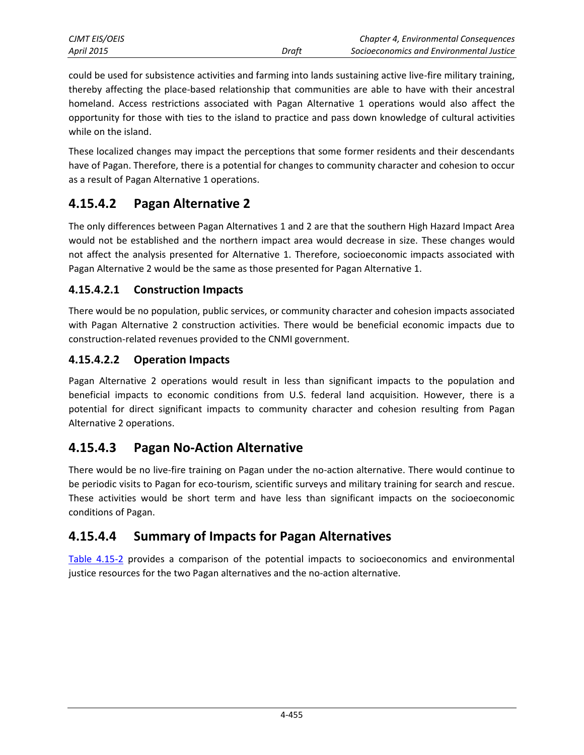could be used for subsistence activities and farming into lands sustaining active live-fire military training, thereby affecting the place-based relationship that communities are able to have with their ancestral homeland. Access restrictions associated with Pagan Alternative 1 operations would also affect the opportunity for those with ties to the island to practice and pass down knowledge of cultural activities while on the island.

These localized changes may impact the perceptions that some former residents and their descendants have of Pagan. Therefore, there is a potential for changes to community character and cohesion to occur as a result of Pagan Alternative 1 operations.

## 4.15.4.2 Pagan Alternative 2

The only differences between Pagan Alternatives 1 and 2 are that the southern High Hazard Impact Area would not be established and the northern impact area would decrease in size. These changes would not affect the analysis presented for Alternative 1. Therefore, socioeconomic impacts associated with Pagan Alternative 2 would be the same as those presented for Pagan Alternative 1.

### 4.15.4.2.1 Construction Impacts

There would be no population, public services, or community character and cohesion impacts associated with Pagan Alternative 2 construction activities. There would be beneficial economic impacts due to construction-related revenues provided to the CNMI government.

### 4.15.4.2.2 Operation Impacts

Pagan Alternative 2 operations would result in less than significant impacts to the population and beneficial impacts to economic conditions from U.S. federal land acquisition. However, there is a potential for direct significant impacts to community character and cohesion resulting from Pagan Alternative 2 operations.

## 4.15.4.3 Pagan No-Action Alternative

There would be no live-fire training on Pagan under the no-action alternative. There would continue to be periodic visits to Pagan for eco-tourism, scientific surveys and military training for search and rescue. These activities would be short term and have less than significant impacts on the socioeconomic conditions of Pagan.

## 4.15.4.4 Summary of Impacts for Pagan Alternatives

Table 4.15-2 provides a comparison of the potential impacts to socioeconomics and environmental justice resources for the two Pagan alternatives and the no-action alternative.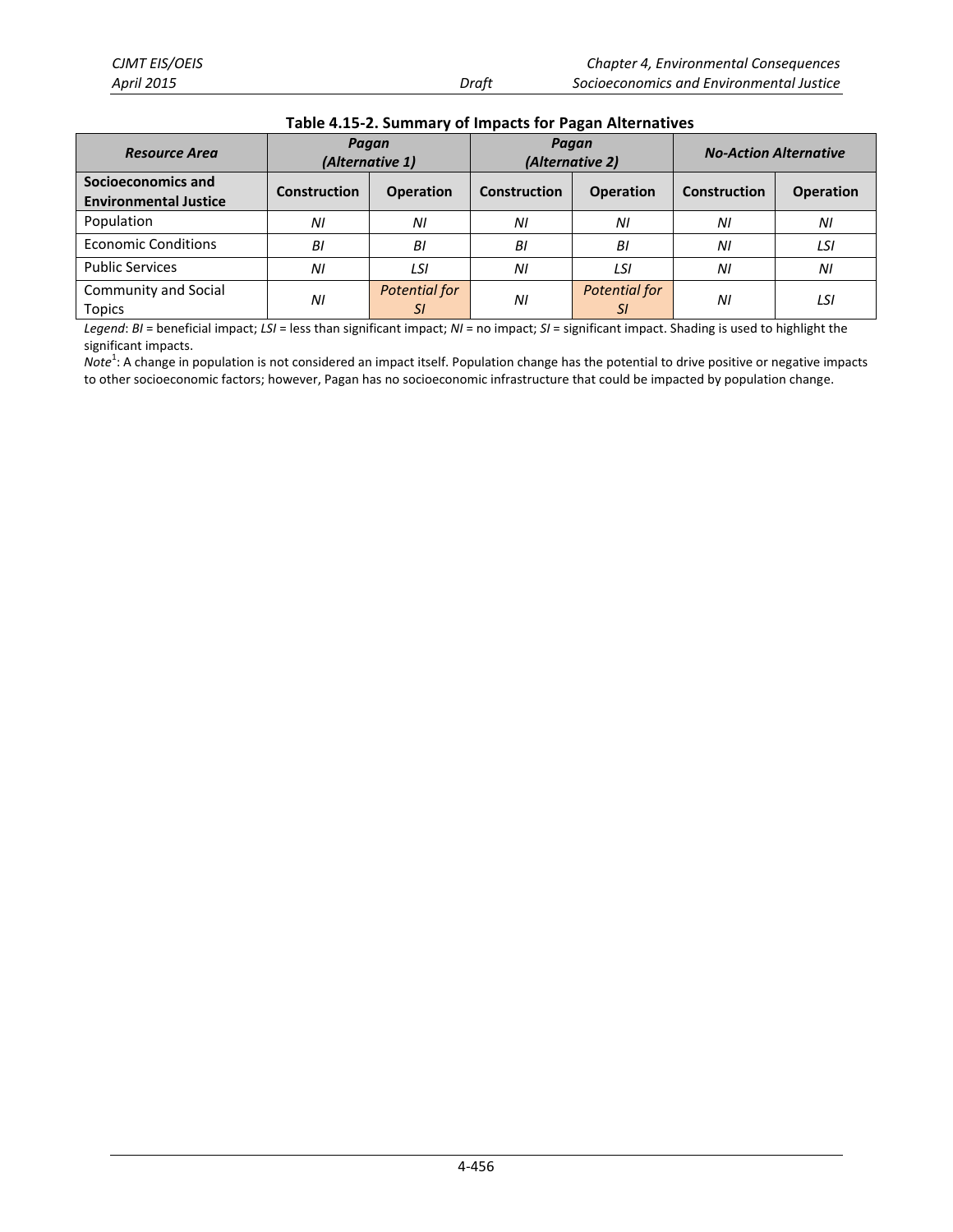**Table 4.15-2. Summary of Impacts for Pagan Alternatives**

| *Resource Area* | *Pagan (Alternative 1)* | | *Pagan (Alternative 2)* | | *No-Action Alternative* | |
|---|---|---|---|---|---|---|
| **Socioeconomics and Environmental Justice** | **Construction** | **Operation** | **Construction** | **Operation** | **Construction** | **Operation** |
| Population | *NI* | *NI* | *NI* | *NI* | *NI* | *NI* |
| Economic Conditions | *BI* | *BI* | *BI* | *BI* | *NI* | *LSI* |
| Public Services | *NI* | *LSI* | *NI* | *LSI* | *NI* | *NI* |
| Community and Social Topics | *NI* | *Potential for SI* | *NI* | *Potential for SI* | *NI* | *LSI* |

*Legend*: *BI* = beneficial impact; *LSI* = less than significant impact; *NI* = no impact; *SI* = significant impact. Shading is used to highlight the significant impacts.

*Note*[1]: A change in population is not considered an impact itself. Population change has the potential to drive positive or negative impacts to other socioeconomic factors; however, Pagan has no socioeconomic infrastructure that could be impacted by population change.